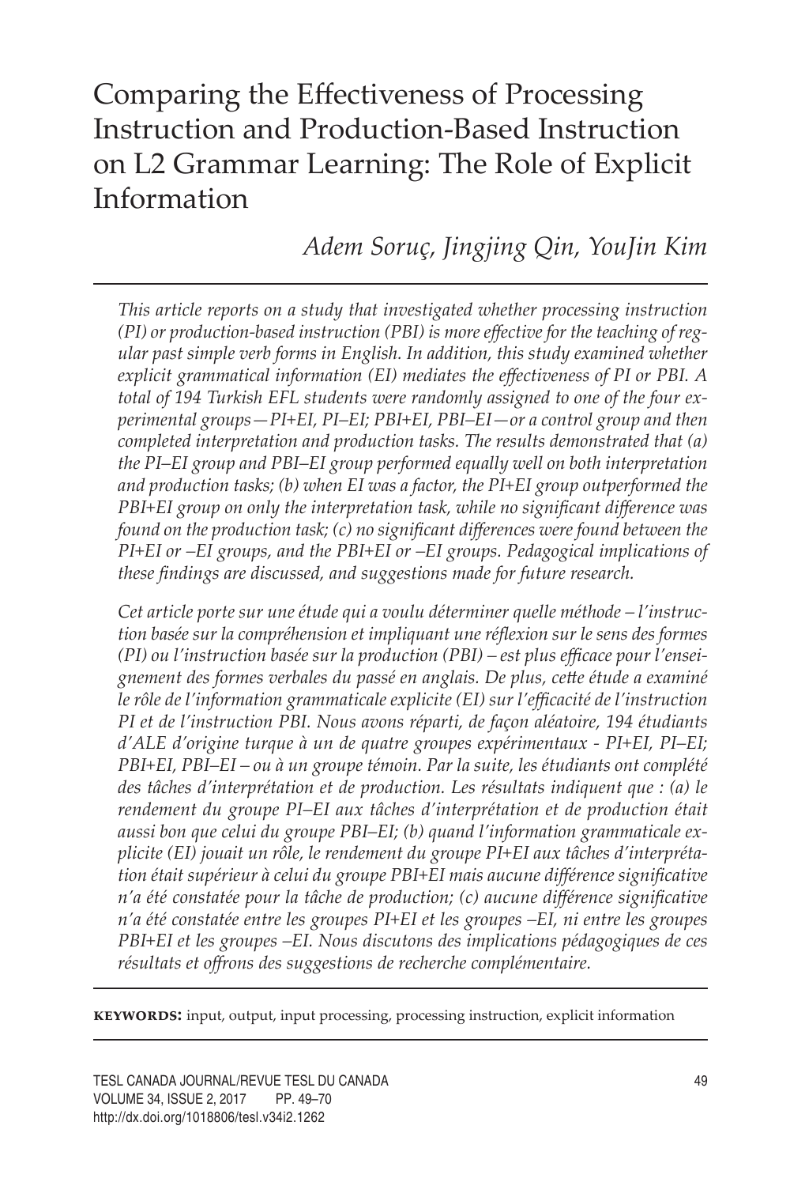# Comparing the Effectiveness of Processing Instruction and Production-Based Instruction on L2 Grammar Learning: The Role of Explicit Information

*Adem Soruç, Jingjing Qin, YouJin Kim*

*This article reports on a study that investigated whether processing instruction (PI) or production-based instruction (PBI) is more effective for the teaching of regular past simple verb forms in English. In addition, this study examined whether explicit grammatical information (EI) mediates the effectiveness of PI or PBI. A total of 194 Turkish EFL students were randomly assigned to one of the four experimental groups—PI+EI, PI–EI; PBI+EI, PBI–EI—or a control group and then completed interpretation and production tasks. The results demonstrated that (a) the PI–EI group and PBI–EI group performed equally well on both interpretation and production tasks; (b) when EI was a factor, the PI+EI group outperformed the PBI+EI group on only the interpretation task, while no significant difference was found on the production task; (c) no significant differences were found between the PI+EI or –EI groups, and the PBI+EI or –EI groups. Pedagogical implications of these findings are discussed, and suggestions made for future research.*

*Cet article porte sur une étude qui a voulu déterminer quelle méthode – l'instruction basée sur la compréhension et impliquant une réflexion sur le sens des formes (PI) ou l'instruction basée sur la production (PBI) – est plus efficace pour l'enseignement des formes verbales du passé en anglais. De plus, cette étude a examiné le rôle de l'information grammaticale explicite (EI) sur l'efficacité de l'instruction PI et de l'instruction PBI. Nous avons réparti, de façon aléatoire, 194 étudiants d'ALE d'origine turque à un de quatre groupes expérimentaux - PI+EI, PI–EI; PBI+EI, PBI–EI – ou à un groupe témoin. Par la suite, les étudiants ont complété des tâches d'interprétation et de production. Les résultats indiquent que : (a) le rendement du groupe PI–EI aux tâches d'interprétation et de production était aussi bon que celui du groupe PBI–EI; (b) quand l'information grammaticale explicite (EI) jouait un rôle, le rendement du groupe PI+EI aux tâches d'interprétation était supérieur à celui du groupe PBI+EI mais aucune différence significative n'a été constatée pour la tâche de production; (c) aucune différence significative n'a été constatée entre les groupes PI+EI et les groupes –EI, ni entre les groupes PBI+EI et les groupes –EI. Nous discutons des implications pédagogiques de ces résultats et offrons des suggestions de recherche complémentaire.*

**KEYWORDS:** input, output, input processing, processing instruction, explicit information

http://dx.doi.org/1018806/tesl.v34i2.1262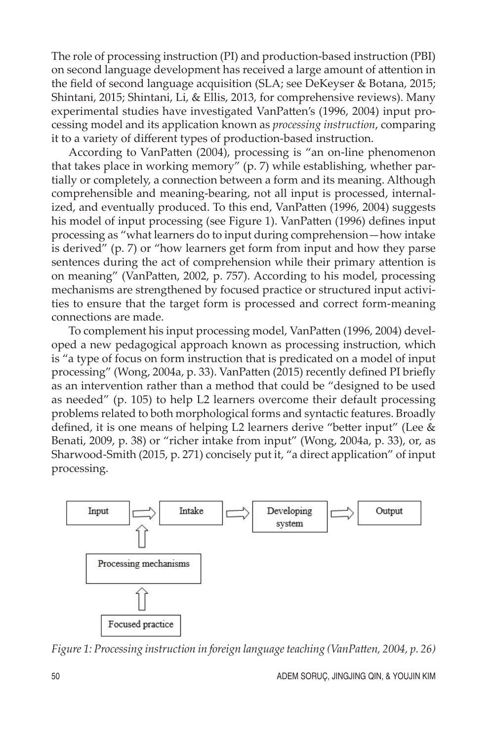The role of processing instruction (PI) and production-based instruction (PBI) on second language development has received a large amount of attention in the field of second language acquisition (SLA; see DeKeyser & Botana, 2015; Shintani, 2015; Shintani, Li, & Ellis, 2013, for comprehensive reviews). Many experimental studies have investigated VanPatten's (1996, 2004) input processing model and its application known as *processing instruction*, comparing it to a variety of different types of production-based instruction.

According to VanPatten (2004), processing is "an on-line phenomenon that takes place in working memory" (p. 7) while establishing, whether partially or completely, a connection between a form and its meaning. Although comprehensible and meaning-bearing, not all input is processed, internalized, and eventually produced. To this end, VanPatten (1996, 2004) suggests his model of input processing (see Figure 1). VanPatten (1996) defines input processing as "what learners do to input during comprehension—how intake is derived" (p. 7) or "how learners get form from input and how they parse sentences during the act of comprehension while their primary attention is on meaning" (VanPatten, 2002, p. 757). According to his model, processing mechanisms are strengthened by focused practice or structured input activities to ensure that the target form is processed and correct form-meaning connections are made.

To complement his input processing model, VanPatten (1996, 2004) developed a new pedagogical approach known as processing instruction, which is "a type of focus on form instruction that is predicated on a model of input processing" (Wong, 2004a, p. 33). VanPatten (2015) recently defined PI briefly as an intervention rather than a method that could be "designed to be used as needed" (p. 105) to help L2 learners overcome their default processing problems related to both morphological forms and syntactic features. Broadly defined, it is one means of helping L2 learners derive "better input" (Lee & Benati, 2009, p. 38) or "richer intake from input" (Wong, 2004a, p. 33), or, as Sharwood-Smith (2015, p. 271) concisely put it, "a direct application" of input processing.

*Figure 1: Processing instruction in foreign language teaching (VanPatten, 2004, p. 26)*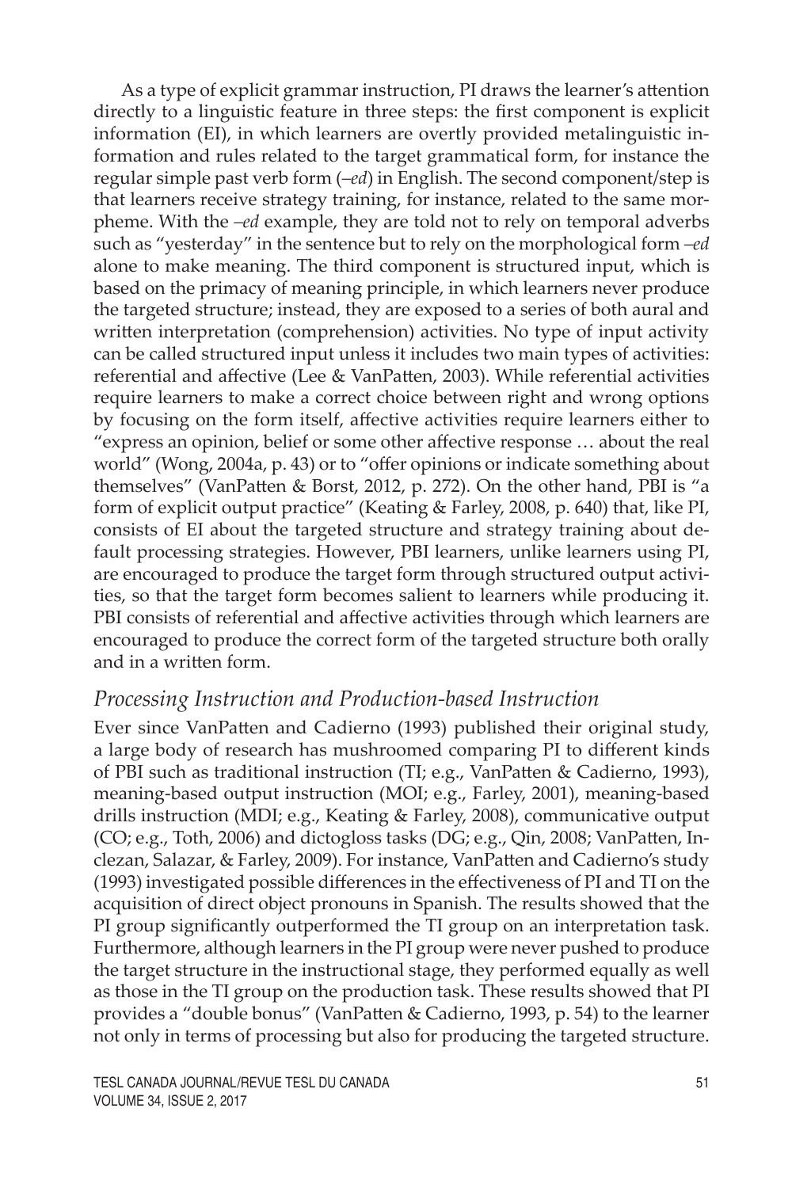As a type of explicit grammar instruction, PI draws the learner's attention directly to a linguistic feature in three steps: the first component is explicit information (EI), in which learners are overtly provided metalinguistic information and rules related to the target grammatical form, for instance the regular simple past verb form (*–ed*) in English. The second component/step is that learners receive strategy training, for instance, related to the same morpheme. With the *–ed* example, they are told not to rely on temporal adverbs such as "yesterday" in the sentence but to rely on the morphological form *–ed* alone to make meaning. The third component is structured input, which is based on the primacy of meaning principle, in which learners never produce the targeted structure; instead, they are exposed to a series of both aural and written interpretation (comprehension) activities. No type of input activity can be called structured input unless it includes two main types of activities: referential and affective (Lee & VanPatten, 2003). While referential activities require learners to make a correct choice between right and wrong options by focusing on the form itself, affective activities require learners either to "express an opinion, belief or some other affective response … about the real world" (Wong, 2004a, p. 43) or to "offer opinions or indicate something about themselves" (VanPatten & Borst, 2012, p. 272). On the other hand, PBI is "a form of explicit output practice" (Keating & Farley, 2008, p. 640) that, like PI, consists of EI about the targeted structure and strategy training about default processing strategies. However, PBI learners, unlike learners using PI, are encouraged to produce the target form through structured output activities, so that the target form becomes salient to learners while producing it. PBI consists of referential and affective activities through which learners are encouraged to produce the correct form of the targeted structure both orally and in a written form.

### *Processing Instruction and Production-based Instruction*

Ever since VanPatten and Cadierno (1993) published their original study, a large body of research has mushroomed comparing PI to different kinds of PBI such as traditional instruction (TI; e.g., VanPatten & Cadierno, 1993), meaning-based output instruction (MOI; e.g., Farley, 2001), meaning-based drills instruction (MDI; e.g., Keating & Farley, 2008), communicative output (CO; e.g., Toth, 2006) and dictogloss tasks (DG; e.g., Qin, 2008; VanPatten, Inclezan, Salazar, & Farley, 2009). For instance, VanPatten and Cadierno's study (1993) investigated possible differences in the effectiveness of PI and TI on the acquisition of direct object pronouns in Spanish. The results showed that the PI group significantly outperformed the TI group on an interpretation task. Furthermore, although learners in the PI group were never pushed to produce the target structure in the instructional stage, they performed equally as well as those in the TI group on the production task. These results showed that PI provides a "double bonus" (VanPatten & Cadierno, 1993, p. 54) to the learner not only in terms of processing but also for producing the targeted structure.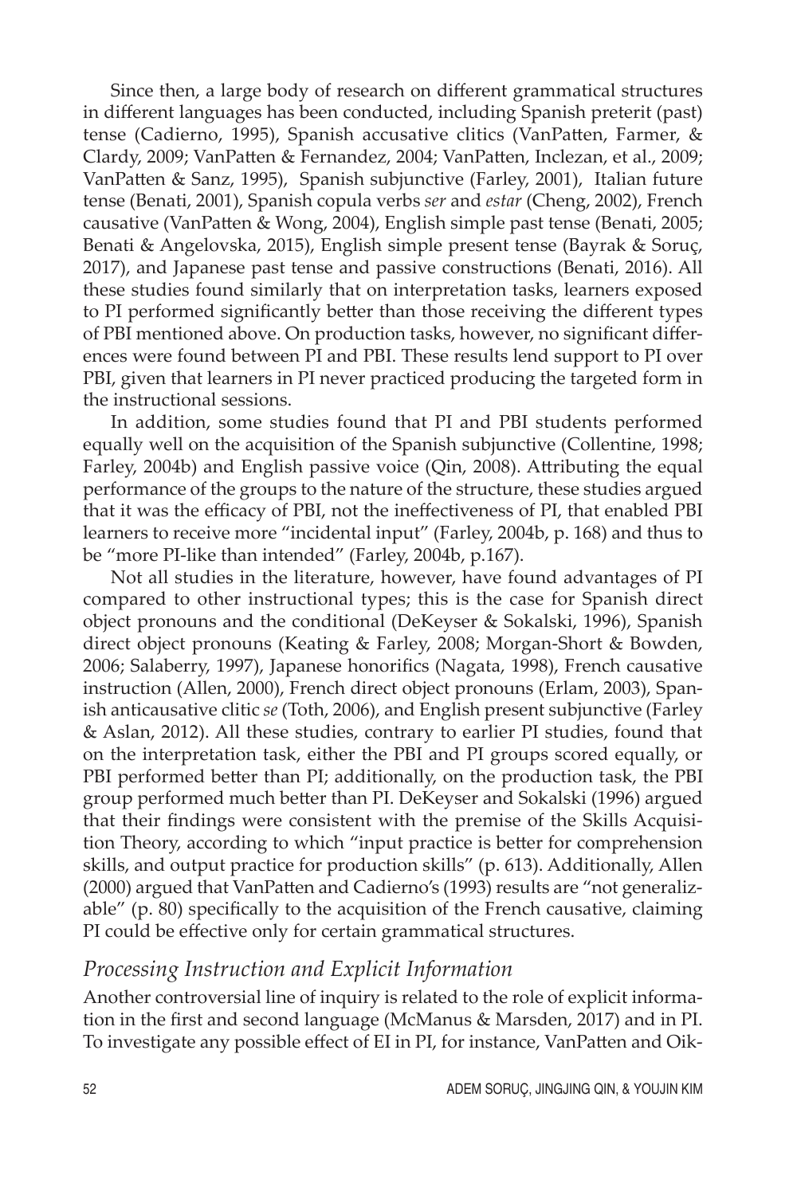Since then, a large body of research on different grammatical structures in different languages has been conducted, including Spanish preterit (past) tense (Cadierno, 1995), Spanish accusative clitics (VanPatten, Farmer, & Clardy, 2009; VanPatten & Fernandez, 2004; VanPatten, Inclezan, et al., 2009; VanPatten & Sanz, 1995), Spanish subjunctive (Farley, 2001), Italian future tense (Benati, 2001), Spanish copula verbs *ser* and *estar* (Cheng, 2002), French causative (VanPatten & Wong, 2004), English simple past tense (Benati, 2005; Benati & Angelovska, 2015), English simple present tense (Bayrak & Soruç, 2017), and Japanese past tense and passive constructions (Benati, 2016). All these studies found similarly that on interpretation tasks, learners exposed to PI performed significantly better than those receiving the different types of PBI mentioned above. On production tasks, however, no significant differences were found between PI and PBI. These results lend support to PI over PBI, given that learners in PI never practiced producing the targeted form in the instructional sessions.

In addition, some studies found that PI and PBI students performed equally well on the acquisition of the Spanish subjunctive (Collentine, 1998; Farley, 2004b) and English passive voice (Qin, 2008). Attributing the equal performance of the groups to the nature of the structure, these studies argued that it was the efficacy of PBI, not the ineffectiveness of PI, that enabled PBI learners to receive more "incidental input" (Farley, 2004b, p. 168) and thus to be "more PI-like than intended" (Farley, 2004b, p.167).

Not all studies in the literature, however, have found advantages of PI compared to other instructional types; this is the case for Spanish direct object pronouns and the conditional (DeKeyser & Sokalski, 1996), Spanish direct object pronouns (Keating & Farley, 2008; Morgan-Short & Bowden, 2006; Salaberry, 1997), Japanese honorifics (Nagata, 1998), French causative instruction (Allen, 2000), French direct object pronouns (Erlam, 2003), Spanish anticausative clitic *se* (Toth, 2006), and English present subjunctive (Farley & Aslan, 2012). All these studies, contrary to earlier PI studies, found that on the interpretation task, either the PBI and PI groups scored equally, or PBI performed better than PI; additionally, on the production task, the PBI group performed much better than PI. DeKeyser and Sokalski (1996) argued that their findings were consistent with the premise of the Skills Acquisition Theory, according to which "input practice is better for comprehension skills, and output practice for production skills" (p. 613). Additionally, Allen (2000) argued that VanPatten and Cadierno's (1993) results are "not generalizable" (p. 80) specifically to the acquisition of the French causative, claiming PI could be effective only for certain grammatical structures.

### *Processing Instruction and Explicit Information*

Another controversial line of inquiry is related to the role of explicit information in the first and second language (McManus & Marsden, 2017) and in PI. To investigate any possible effect of EI in PI, for instance, VanPatten and Oik-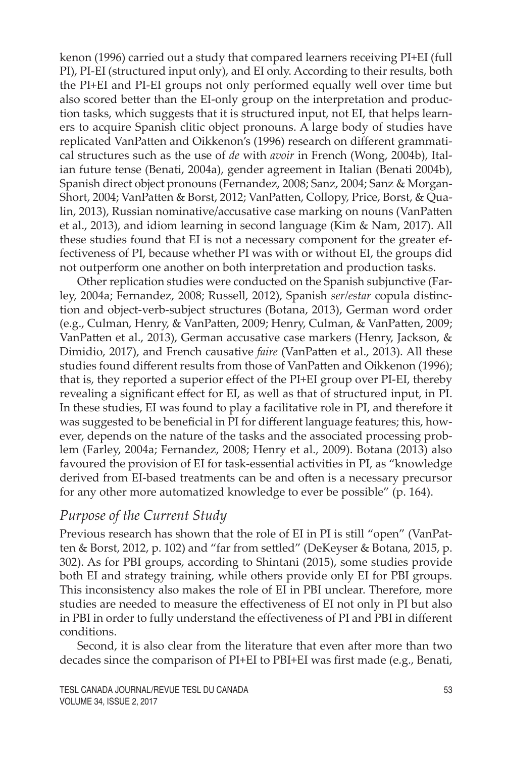kenon (1996) carried out a study that compared learners receiving PI+EI (full PI), PI-EI (structured input only), and EI only. According to their results, both the PI+EI and PI-EI groups not only performed equally well over time but also scored better than the EI-only group on the interpretation and production tasks, which suggests that it is structured input, not EI, that helps learners to acquire Spanish clitic object pronouns. A large body of studies have replicated VanPatten and Oikkenon's (1996) research on different grammatical structures such as the use of *de* with *avoir* in French (Wong, 2004b), Italian future tense (Benati, 2004a), gender agreement in Italian (Benati 2004b), Spanish direct object pronouns (Fernandez, 2008; Sanz, 2004; Sanz & Morgan-Short, 2004; VanPatten & Borst, 2012; VanPatten, Collopy, Price, Borst, & Qualin, 2013), Russian nominative/accusative case marking on nouns (VanPatten et al., 2013), and idiom learning in second language (Kim & Nam, 2017). All these studies found that EI is not a necessary component for the greater effectiveness of PI, because whether PI was with or without EI, the groups did not outperform one another on both interpretation and production tasks.

Other replication studies were conducted on the Spanish subjunctive (Farley, 2004a; Fernandez, 2008; Russell, 2012), Spanish *ser/estar* copula distinction and object-verb-subject structures (Botana, 2013), German word order (e.g., Culman, Henry, & VanPatten, 2009; Henry, Culman, & VanPatten, 2009; VanPatten et al., 2013), German accusative case markers (Henry, Jackson, & Dimidio, 2017), and French causative *faire* (VanPatten et al., 2013). All these studies found different results from those of VanPatten and Oikkenon (1996); that is, they reported a superior effect of the PI+EI group over PI-EI, thereby revealing a significant effect for EI, as well as that of structured input, in PI. In these studies, EI was found to play a facilitative role in PI, and therefore it was suggested to be beneficial in PI for different language features; this, however, depends on the nature of the tasks and the associated processing problem (Farley, 2004a; Fernandez, 2008; Henry et al., 2009). Botana (2013) also favoured the provision of EI for task-essential activities in PI, as "knowledge derived from EI-based treatments can be and often is a necessary precursor for any other more automatized knowledge to ever be possible" (p. 164).

## *Purpose of the Current Study*

Previous research has shown that the role of EI in PI is still "open" (VanPatten & Borst, 2012, p. 102) and "far from settled" (DeKeyser & Botana, 2015, p. 302). As for PBI groups, according to Shintani (2015), some studies provide both EI and strategy training, while others provide only EI for PBI groups. This inconsistency also makes the role of EI in PBI unclear. Therefore, more studies are needed to measure the effectiveness of EI not only in PI but also in PBI in order to fully understand the effectiveness of PI and PBI in different conditions.

Second, it is also clear from the literature that even after more than two decades since the comparison of PI+EI to PBI+EI was first made (e.g., Benati,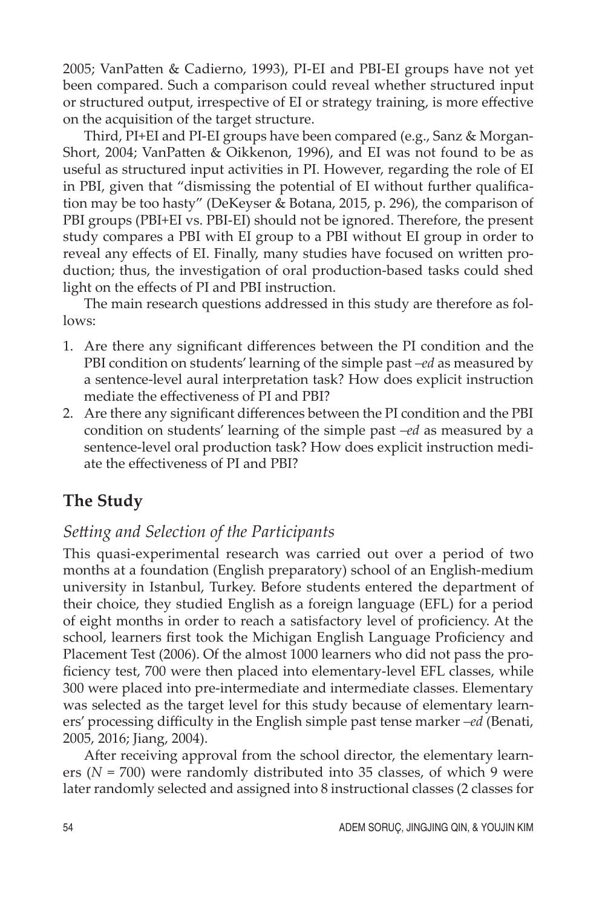2005; VanPatten & Cadierno, 1993), PI-EI and PBI-EI groups have not yet been compared. Such a comparison could reveal whether structured input or structured output, irrespective of EI or strategy training, is more effective on the acquisition of the target structure.

Third, PI+EI and PI-EI groups have been compared (e.g., Sanz & Morgan-Short, 2004; VanPatten & Oikkenon, 1996), and EI was not found to be as useful as structured input activities in PI. However, regarding the role of EI in PBI, given that "dismissing the potential of EI without further qualification may be too hasty" (DeKeyser & Botana, 2015, p. 296), the comparison of PBI groups (PBI+EI vs. PBI-EI) should not be ignored. Therefore, the present study compares a PBI with EI group to a PBI without EI group in order to reveal any effects of EI. Finally, many studies have focused on written production; thus, the investigation of oral production-based tasks could shed light on the effects of PI and PBI instruction.

The main research questions addressed in this study are therefore as follows:

1. Are there any significant differences between the PI condition and the PBI condition on students' learning of the simple past *–ed* as measured by a sentence-level aural interpretation task? How does explicit instruction mediate the effectiveness of PI and PBI?
2. Are there any significant differences between the PI condition and the PBI condition on students' learning of the simple past *–ed* as measured by a sentence-level oral production task? How does explicit instruction mediate the effectiveness of PI and PBI?

## The Study

### *Setting and Selection of the Participants*

This quasi-experimental research was carried out over a period of two months at a foundation (English preparatory) school of an English-medium university in Istanbul, Turkey. Before students entered the department of their choice, they studied English as a foreign language (EFL) for a period of eight months in order to reach a satisfactory level of proficiency. At the school, learners first took the Michigan English Language Proficiency and Placement Test (2006). Of the almost 1000 learners who did not pass the proficiency test, 700 were then placed into elementary-level EFL classes, while 300 were placed into pre-intermediate and intermediate classes. Elementary was selected as the target level for this study because of elementary learners' processing difficulty in the English simple past tense marker *–ed* (Benati, 2005, 2016; Jiang, 2004).

After receiving approval from the school director, the elementary learners ($N = 700$) were randomly distributed into 35 classes, of which 9 were later randomly selected and assigned into 8 instructional classes (2 classes for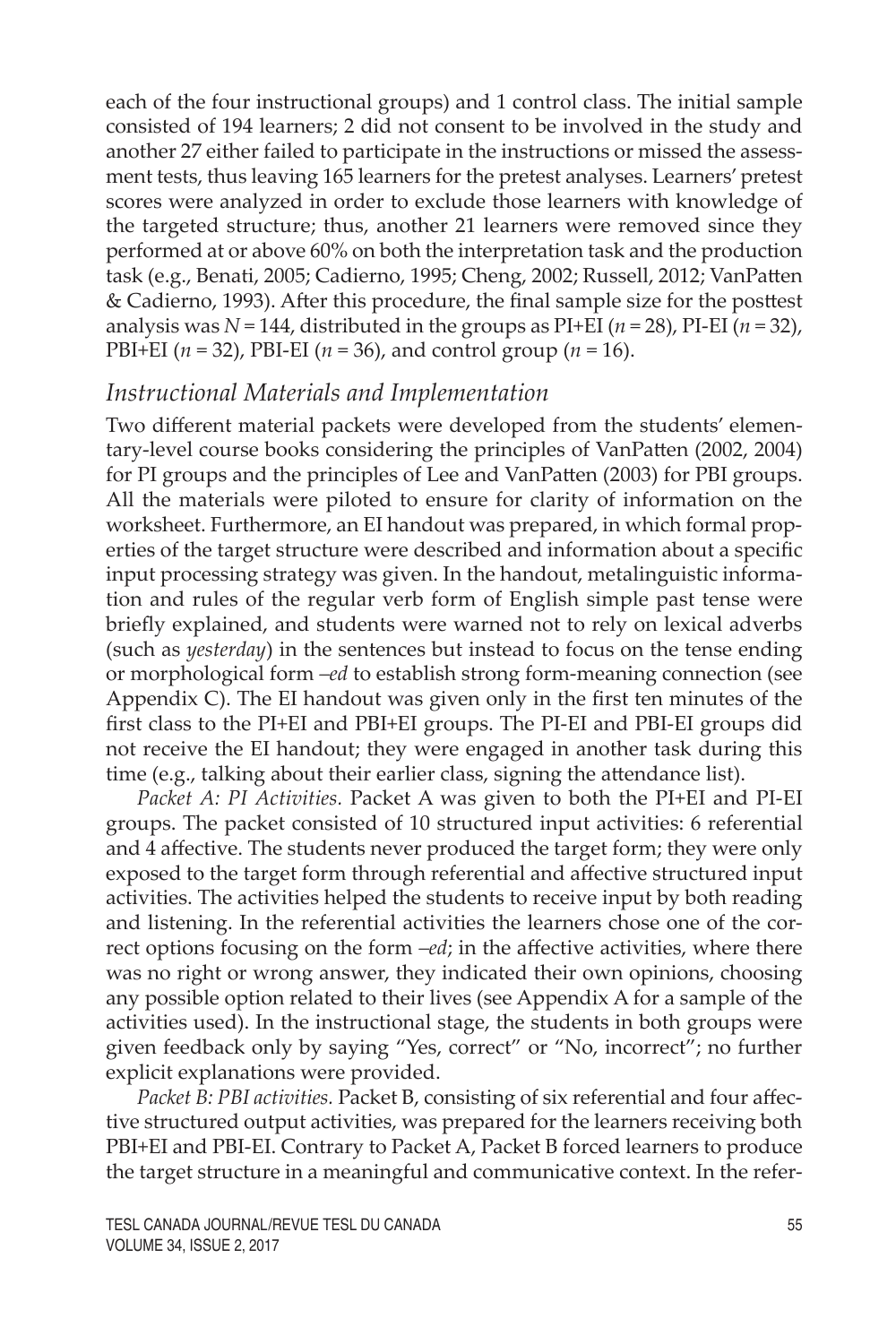each of the four instructional groups) and 1 control class. The initial sample consisted of 194 learners; 2 did not consent to be involved in the study and another 27 either failed to participate in the instructions or missed the assessment tests, thus leaving 165 learners for the pretest analyses. Learners' pretest scores were analyzed in order to exclude those learners with knowledge of the targeted structure; thus, another 21 learners were removed since they performed at or above 60% on both the interpretation task and the production task (e.g., Benati, 2005; Cadierno, 1995; Cheng, 2002; Russell, 2012; VanPatten & Cadierno, 1993). After this procedure, the final sample size for the posttest analysis was $N = 144$, distributed in the groups as PI+EI ($n = 28$), PI-EI ($n = 32$), PBI+EI ($n = 32$), PBI-EI ($n = 36$), and control group ($n = 16$).

### *Instructional Materials and Implementation*

Two different material packets were developed from the students' elementary-level course books considering the principles of VanPatten (2002, 2004) for PI groups and the principles of Lee and VanPatten (2003) for PBI groups. All the materials were piloted to ensure for clarity of information on the worksheet. Furthermore, an EI handout was prepared, in which formal properties of the target structure were described and information about a specific input processing strategy was given. In the handout, metalinguistic information and rules of the regular verb form of English simple past tense were briefly explained, and students were warned not to rely on lexical adverbs (such as *yesterday*) in the sentences but instead to focus on the tense ending or morphological form *–ed* to establish strong form-meaning connection (see Appendix C). The EI handout was given only in the first ten minutes of the first class to the PI+EI and PBI+EI groups. The PI-EI and PBI-EI groups did not receive the EI handout; they were engaged in another task during this time (e.g., talking about their earlier class, signing the attendance list).

*Packet A: PI Activities.* Packet A was given to both the PI+EI and PI-EI groups. The packet consisted of 10 structured input activities: 6 referential and 4 affective. The students never produced the target form; they were only exposed to the target form through referential and affective structured input activities. The activities helped the students to receive input by both reading and listening. In the referential activities the learners chose one of the correct options focusing on the form *–ed*; in the affective activities, where there was no right or wrong answer, they indicated their own opinions, choosing any possible option related to their lives (see Appendix A for a sample of the activities used). In the instructional stage, the students in both groups were given feedback only by saying "Yes, correct" or "No, incorrect"; no further explicit explanations were provided.

*Packet B: PBI activities.* Packet B, consisting of six referential and four affective structured output activities, was prepared for the learners receiving both PBI+EI and PBI-EI. Contrary to Packet A, Packet B forced learners to produce the target structure in a meaningful and communicative context. In the refer-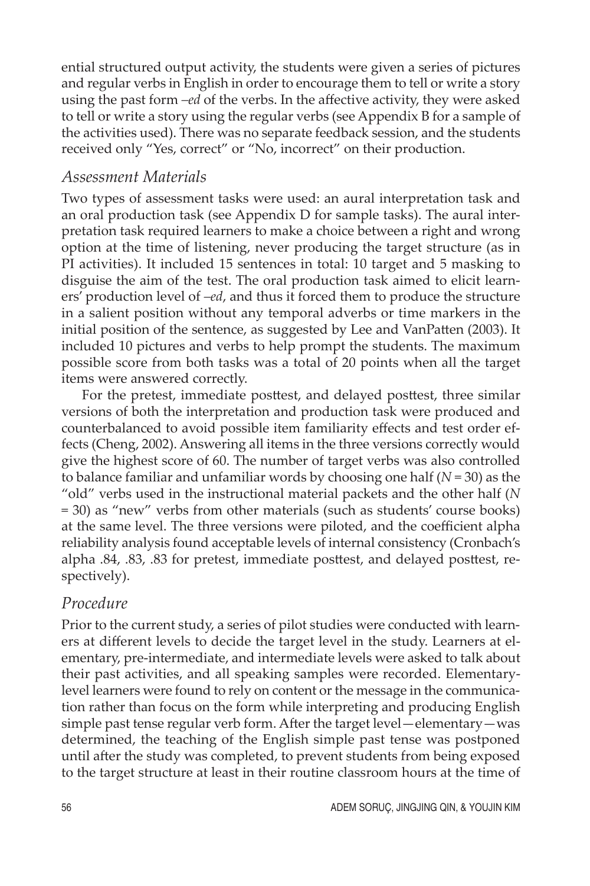ential structured output activity, the students were given a series of pictures and regular verbs in English in order to encourage them to tell or write a story using the past form *–ed* of the verbs. In the affective activity, they were asked to tell or write a story using the regular verbs (see Appendix B for a sample of the activities used). There was no separate feedback session, and the students received only "Yes, correct" or "No, incorrect" on their production.

### *Assessment Materials*

Two types of assessment tasks were used: an aural interpretation task and an oral production task (see Appendix D for sample tasks). The aural interpretation task required learners to make a choice between a right and wrong option at the time of listening, never producing the target structure (as in PI activities). It included 15 sentences in total: 10 target and 5 masking to disguise the aim of the test. The oral production task aimed to elicit learners' production level of *–ed*, and thus it forced them to produce the structure in a salient position without any temporal adverbs or time markers in the initial position of the sentence, as suggested by Lee and VanPatten (2003). It included 10 pictures and verbs to help prompt the students. The maximum possible score from both tasks was a total of 20 points when all the target items were answered correctly.

For the pretest, immediate posttest, and delayed posttest, three similar versions of both the interpretation and production task were produced and counterbalanced to avoid possible item familiarity effects and test order effects (Cheng, 2002). Answering all items in the three versions correctly would give the highest score of 60. The number of target verbs was also controlled to balance familiar and unfamiliar words by choosing one half ($N = 30$) as the "old" verbs used in the instructional material packets and the other half ($N = 30$) as "new" verbs from other materials (such as students' course books) at the same level. The three versions were piloted, and the coefficient alpha reliability analysis found acceptable levels of internal consistency (Cronbach's alpha .84, .83, .83 for pretest, immediate posttest, and delayed posttest, respectively).

### *Procedure*

Prior to the current study, a series of pilot studies were conducted with learners at different levels to decide the target level in the study. Learners at elementary, pre-intermediate, and intermediate levels were asked to talk about their past activities, and all speaking samples were recorded. Elementary-level learners were found to rely on content or the message in the communication rather than focus on the form while interpreting and producing English simple past tense regular verb form. After the target level—elementary—was determined, the teaching of the English simple past tense was postponed until after the study was completed, to prevent students from being exposed to the target structure at least in their routine classroom hours at the time of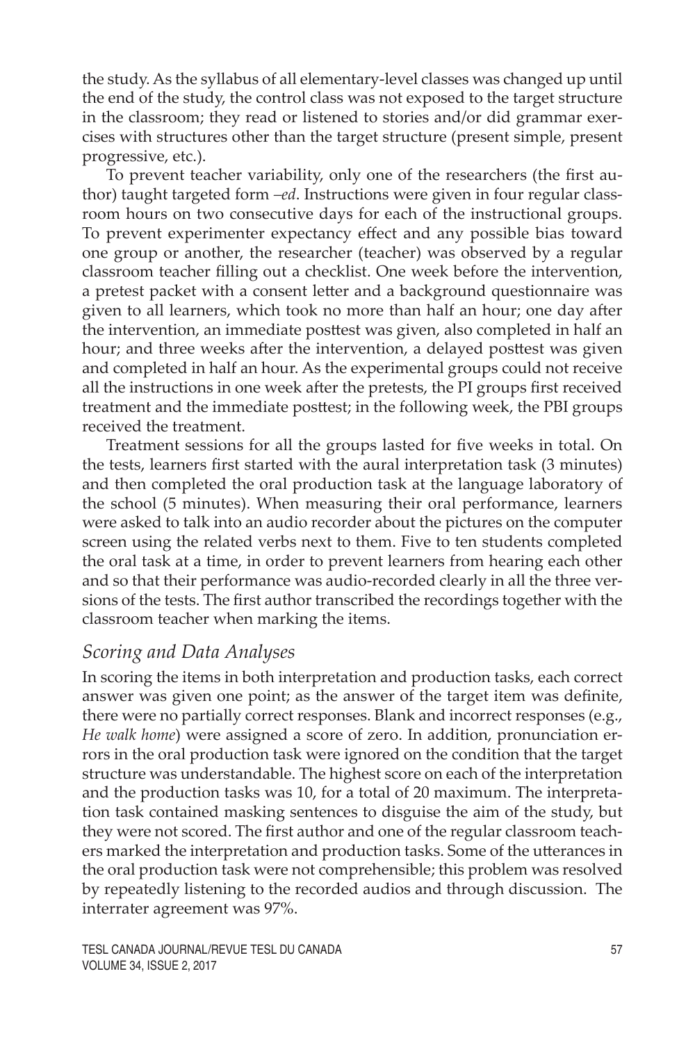the study. As the syllabus of all elementary-level classes was changed up until the end of the study, the control class was not exposed to the target structure in the classroom; they read or listened to stories and/or did grammar exercises with structures other than the target structure (present simple, present progressive, etc.).

To prevent teacher variability, only one of the researchers (the first author) taught targeted form *–ed*. Instructions were given in four regular classroom hours on two consecutive days for each of the instructional groups. To prevent experimenter expectancy effect and any possible bias toward one group or another, the researcher (teacher) was observed by a regular classroom teacher filling out a checklist. One week before the intervention, a pretest packet with a consent letter and a background questionnaire was given to all learners, which took no more than half an hour; one day after the intervention, an immediate posttest was given, also completed in half an hour; and three weeks after the intervention, a delayed posttest was given and completed in half an hour. As the experimental groups could not receive all the instructions in one week after the pretests, the PI groups first received treatment and the immediate posttest; in the following week, the PBI groups received the treatment.

Treatment sessions for all the groups lasted for five weeks in total. On the tests, learners first started with the aural interpretation task (3 minutes) and then completed the oral production task at the language laboratory of the school (5 minutes). When measuring their oral performance, learners were asked to talk into an audio recorder about the pictures on the computer screen using the related verbs next to them. Five to ten students completed the oral task at a time, in order to prevent learners from hearing each other and so that their performance was audio-recorded clearly in all the three versions of the tests. The first author transcribed the recordings together with the classroom teacher when marking the items.

### *Scoring and Data Analyses*

In scoring the items in both interpretation and production tasks, each correct answer was given one point; as the answer of the target item was definite, there were no partially correct responses. Blank and incorrect responses (e.g., *He walk home*) were assigned a score of zero. In addition, pronunciation errors in the oral production task were ignored on the condition that the target structure was understandable. The highest score on each of the interpretation and the production tasks was 10, for a total of 20 maximum. The interpretation task contained masking sentences to disguise the aim of the study, but they were not scored. The first author and one of the regular classroom teachers marked the interpretation and production tasks. Some of the utterances in the oral production task were not comprehensible; this problem was resolved by repeatedly listening to the recorded audios and through discussion. The interrater agreement was 97%.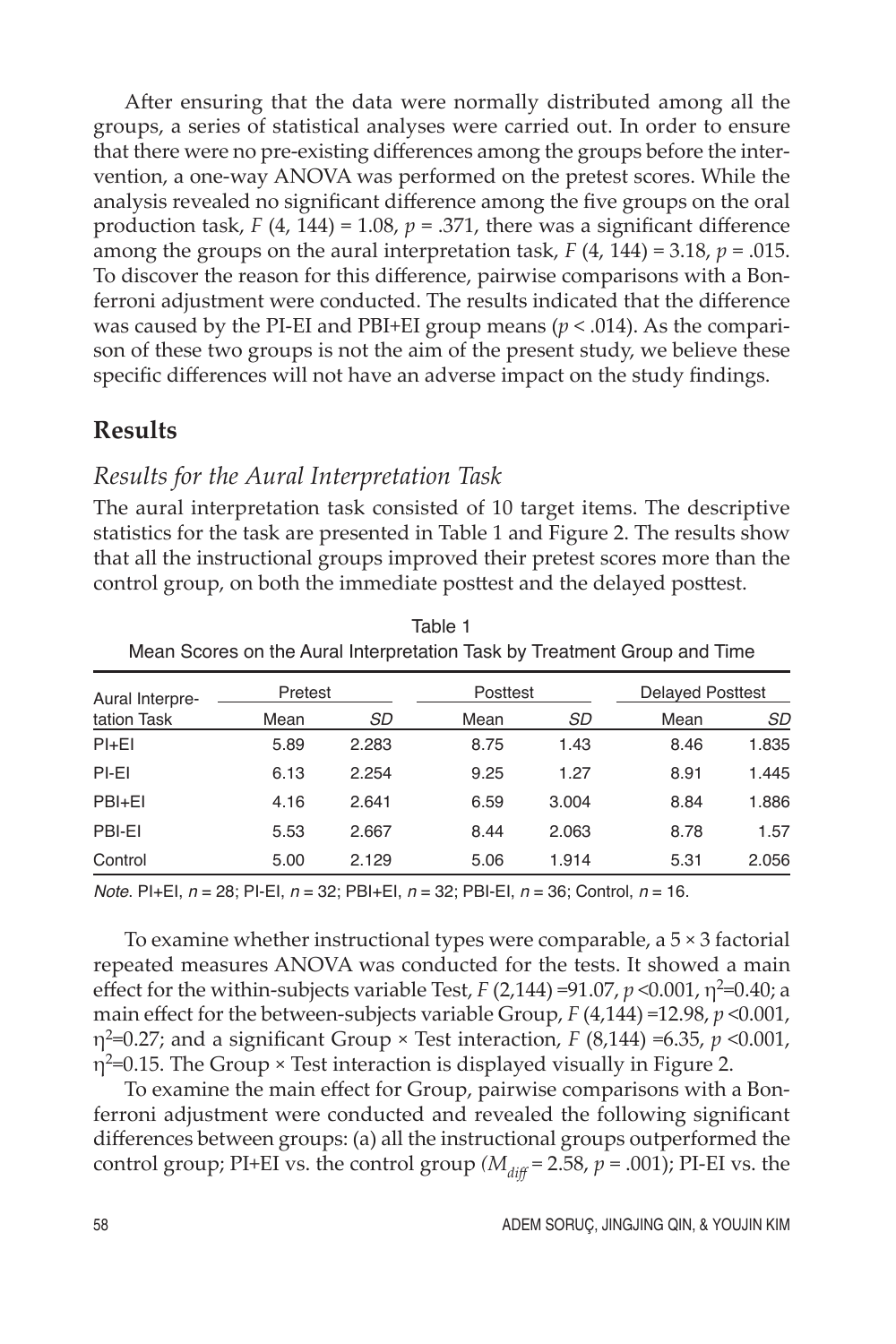After ensuring that the data were normally distributed among all the groups, a series of statistical analyses were carried out. In order to ensure that there were no pre-existing differences among the groups before the intervention, a one-way ANOVA was performed on the pretest scores. While the analysis revealed no significant difference among the five groups on the oral production task, $F$ (4, 144) = 1.08, $p$ = .371, there was a significant difference among the groups on the aural interpretation task, $F$ (4, 144) = 3.18, $p$ = .015. To discover the reason for this difference, pairwise comparisons with a Bonferroni adjustment were conducted. The results indicated that the difference was caused by the PI-EI and PBI+EI group means ($p$ < .014). As the comparison of these two groups is not the aim of the present study, we believe these specific differences will not have an adverse impact on the study findings.

## Results

### *Results for the Aural Interpretation Task*

The aural interpretation task consisted of 10 target items. The descriptive statistics for the task are presented in Table 1 and Figure 2. The results show that all the instructional groups improved their pretest scores more than the control group, on both the immediate posttest and the delayed posttest.

Table 1
Mean Scores on the Aural Interpretation Task by Treatment Group and Time

| Aural Interpretation Task | Pretest | | Posttest | | Delayed Posttest | |
|---|---|---|---|---|---|---|
| | Mean | *SD* | Mean | *SD* | Mean | *SD* |
| PI+EI | 5.89 | 2.283 | 8.75 | 1.43 | 8.46 | 1.835 |
| PI-EI | 6.13 | 2.254 | 9.25 | 1.27 | 8.91 | 1.445 |
| PBI+EI | 4.16 | 2.641 | 6.59 | 3.004 | 8.84 | 1.886 |
| PBI-EI | 5.53 | 2.667 | 8.44 | 2.063 | 8.78 | 1.57 |
| Control | 5.00 | 2.129 | 5.06 | 1.914 | 5.31 | 2.056 |

*Note*. PI+EI, $n$ = 28; PI-EI, $n$ = 32; PBI+EI, $n$ = 32; PBI-EI, $n$ = 36; Control, $n$ = 16.

To examine whether instructional types were comparable, a 5 × 3 factorial repeated measures ANOVA was conducted for the tests. It showed a main effect for the within-subjects variable Test, $F$ (2,144) =91.07, $p$ <0.001, $\eta^2$=0.40; a main effect for the between-subjects variable Group, $F$ (4,144) =12.98, $p$ <0.001, $\eta^2$=0.27; and a significant Group × Test interaction, $F$ (8,144) =6.35, $p$ <0.001, $\eta^2$=0.15. The Group × Test interaction is displayed visually in Figure 2.

To examine the main effect for Group, pairwise comparisons with a Bonferroni adjustment were conducted and revealed the following significant differences between groups: (a) all the instructional groups outperformed the control group; PI+EI vs. the control group ($M_{diff}$ = 2.58, $p$ = .001); PI-EI vs. the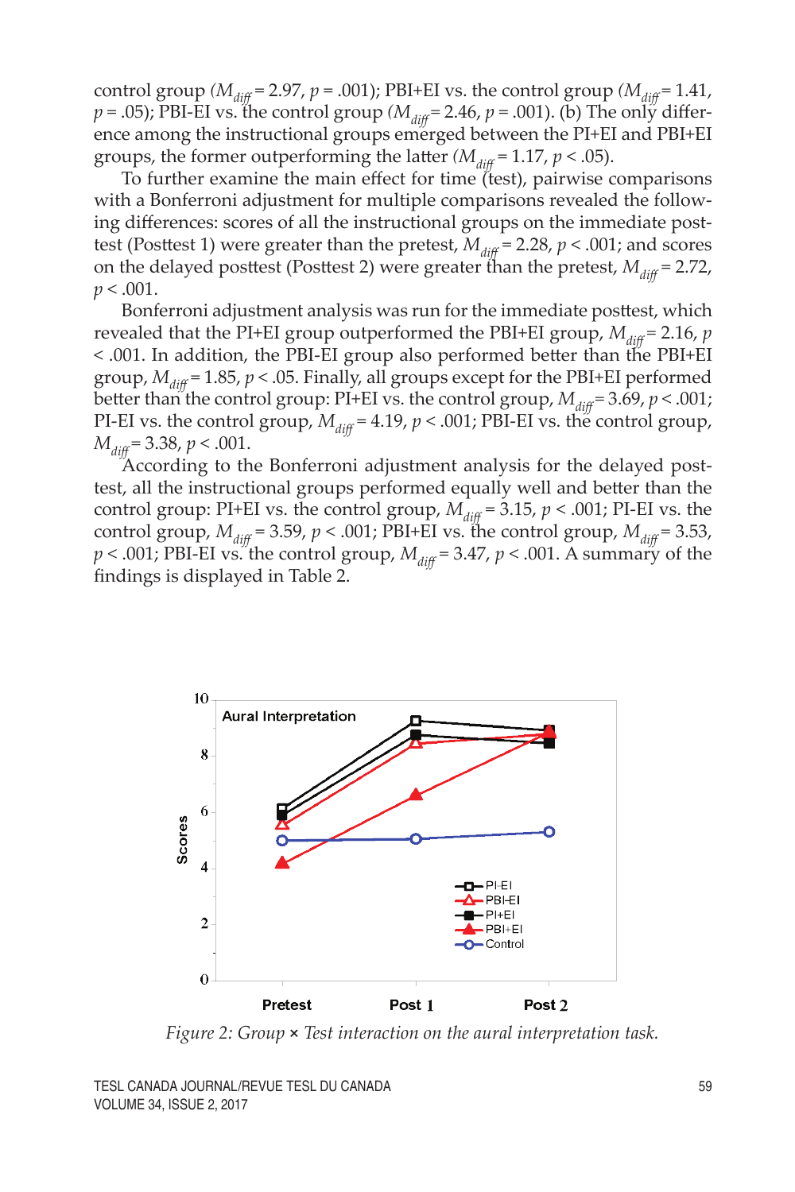control group ($M_{diff}$ = 2.97, $p$ = .001); PBI+EI vs. the control group ($M_{diff}$ = 1.41, $p$ = .05); PBI-EI vs. the control group ($M_{diff}$ = 2.46, $p$ = .001). (b) The only difference among the instructional groups emerged between the PI+EI and PBI+EI groups, the former outperforming the latter ($M_{diff}$ = 1.17, $p$ < .05).

To further examine the main effect for time (test), pairwise comparisons with a Bonferroni adjustment for multiple comparisons revealed the following differences: scores of all the instructional groups on the immediate posttest (Posttest 1) were greater than the pretest, $M_{diff}$ = 2.28, $p$ < .001; and scores on the delayed posttest (Posttest 2) were greater than the pretest, $M_{diff}$ = 2.72, $p$ < .001.

Bonferroni adjustment analysis was run for the immediate posttest, which revealed that the PI+EI group outperformed the PBI+EI group, $M_{diff}$ = 2.16, $p$ < .001. In addition, the PBI-EI group also performed better than the PBI+EI group, $M_{diff}$ = 1.85, $p$ < .05. Finally, all groups except for the PBI+EI performed better than the control group: PI+EI vs. the control group, $M_{diff}$ = 3.69, $p$ < .001; PI-EI vs. the control group, $M_{diff}$ = 4.19, $p$ < .001; PBI-EI vs. the control group, $M_{diff}$ = 3.38, $p$ < .001.

According to the Bonferroni adjustment analysis for the delayed posttest, all the instructional groups performed equally well and better than the control group: PI+EI vs. the control group, $M_{diff}$ = 3.15, $p$ < .001; PI-EI vs. the control group, $M_{diff}$ = 3.59, $p$ < .001; PBI+EI vs. the control group, $M_{diff}$ = 3.53, $p$ < .001; PBI-EI vs. the control group, $M_{diff}$ = 3.47, $p$ < .001. A summary of the findings is displayed in Table 2.

*Figure 2: Group × Test interaction on the aural interpretation task.*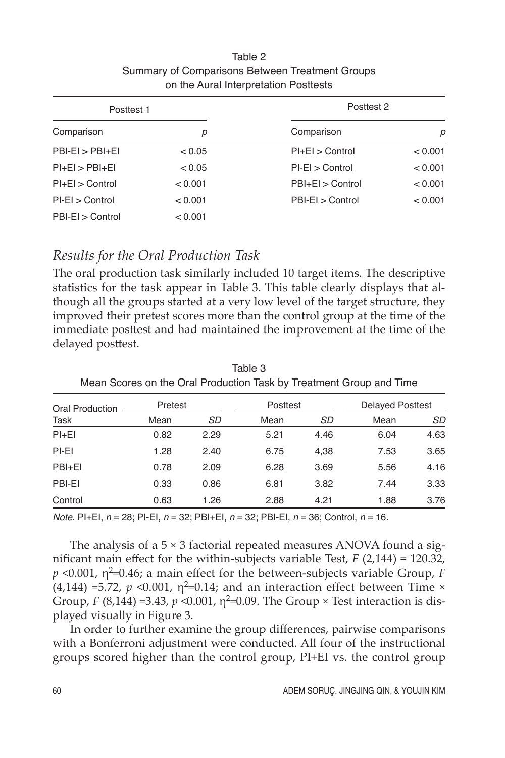Table 2
Summary of Comparisons Between Treatment Groups on the Aural Interpretation Posttests

| Posttest 1 | | Posttest 2 | |
|---|---|---|---|
| Comparison | *p* | Comparison | *p* |
| PBI-EI > PBI+EI | < 0.05 | PI+EI > Control | < 0.001 |
| PI+EI > PBI+EI | < 0.05 | PI-EI > Control | < 0.001 |
| PI+EI > Control | < 0.001 | PBI+EI > Control | < 0.001 |
| PI-EI > Control | < 0.001 | PBI-EI > Control | < 0.001 |
| PBI-EI > Control | < 0.001 | | |

## *Results for the Oral Production Task*

The oral production task similarly included 10 target items. The descriptive statistics for the task appear in Table 3. This table clearly displays that although all the groups started at a very low level of the target structure, they improved their pretest scores more than the control group at the time of the immediate posttest and had maintained the improvement at the time of the delayed posttest.

Table 3
Mean Scores on the Oral Production Task by Treatment Group and Time

| Oral Production | Pretest | | Posttest | | Delayed Posttest | |
|---|---|---|---|---|---|---|
| Task | Mean | *SD* | Mean | *SD* | Mean | *SD* |
| PI+EI | 0.82 | 2.29 | 5.21 | 4.46 | 6.04 | 4.63 |
| PI-EI | 1.28 | 2.40 | 6.75 | 4,38 | 7.53 | 3.65 |
| PBI+EI | 0.78 | 2.09 | 6.28 | 3.69 | 5.56 | 4.16 |
| PBI-EI | 0.33 | 0.86 | 6.81 | 3.82 | 7.44 | 3.33 |
| Control | 0.63 | 1.26 | 2.88 | 4.21 | 1.88 | 3.76 |

*Note*. PI+EI, $n = 28$; PI-EI, $n = 32$; PBI+EI, $n = 32$; PBI-EI, $n = 36$; Control, $n = 16$.

The analysis of a 5 × 3 factorial repeated measures ANOVA found a significant main effect for the within-subjects variable Test, $F(2,144) = 120.32$, $p < 0.001$, $\eta^2 = 0.46$; a main effect for the between-subjects variable Group, $F(4,144) = 5.72$, $p < 0.001$, $\eta^2 = 0.14$; and an interaction effect between Time × Group, $F(8,144) = 3.43$, $p < 0.001$, $\eta^2 = 0.09$. The Group × Test interaction is displayed visually in Figure 3.

In order to further examine the group differences, pairwise comparisons with a Bonferroni adjustment were conducted. All four of the instructional groups scored higher than the control group, PI+EI vs. the control group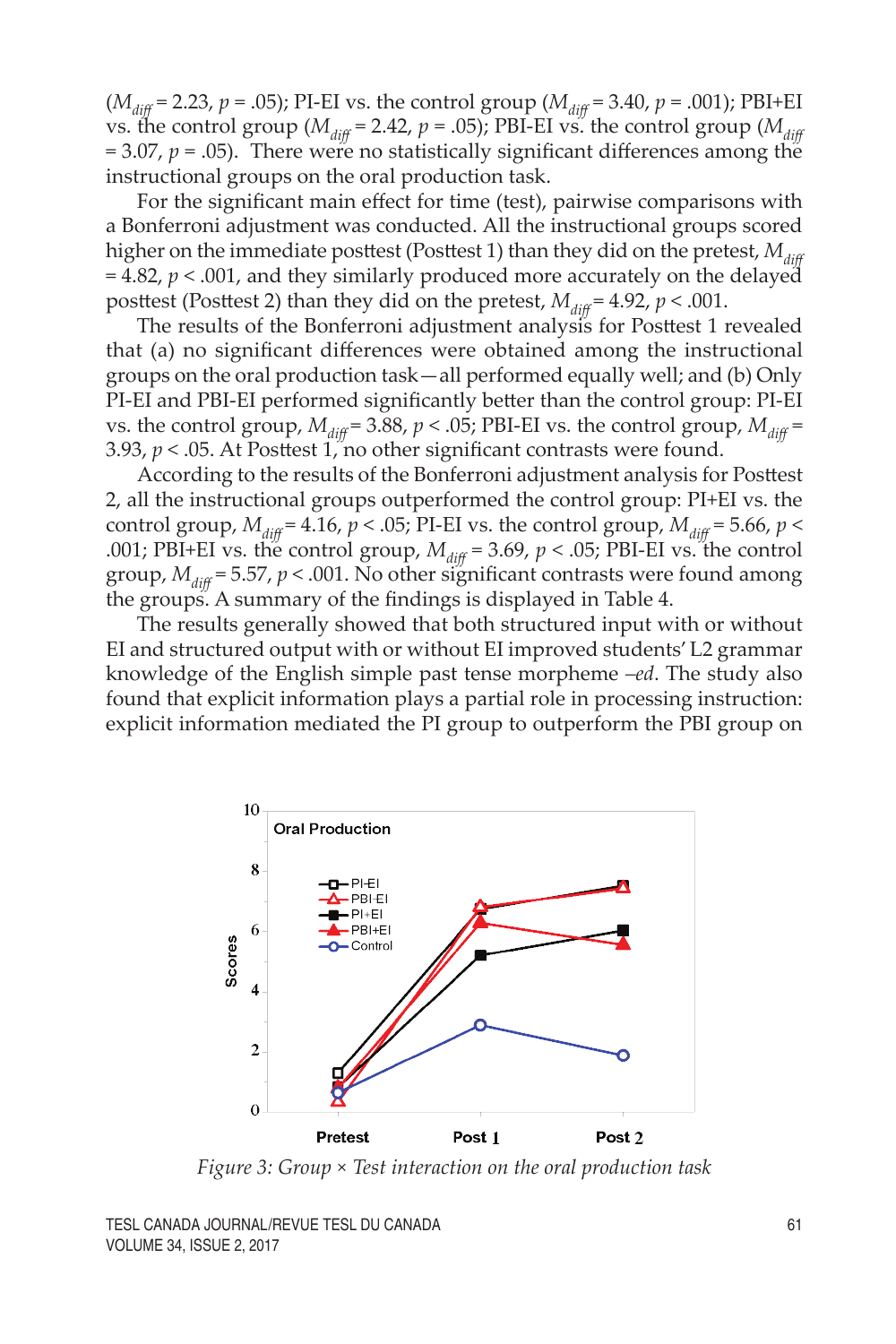($M_{diff}$ = 2.23, $p$ = .05); PI-EI vs. the control group ($M_{diff}$ = 3.40, $p$ = .001); PBI+EI vs. the control group ($M_{diff}$ = 2.42, $p$ = .05); PBI-EI vs. the control group ($M_{diff}$ = 3.07, $p$ = .05). There were no statistically significant differences among the instructional groups on the oral production task.

For the significant main effect for time (test), pairwise comparisons with a Bonferroni adjustment was conducted. All the instructional groups scored higher on the immediate posttest (Posttest 1) than they did on the pretest, $M_{diff}$ = 4.82, $p$ < .001, and they similarly produced more accurately on the delayed posttest (Posttest 2) than they did on the pretest, $M_{diff}$ = 4.92, $p$ < .001.

The results of the Bonferroni adjustment analysis for Posttest 1 revealed that (a) no significant differences were obtained among the instructional groups on the oral production task—all performed equally well; and (b) Only PI-EI and PBI-EI performed significantly better than the control group: PI-EI vs. the control group, $M_{diff}$ = 3.88, $p$ < .05; PBI-EI vs. the control group, $M_{diff}$ = 3.93, $p$ < .05. At Posttest 1, no other significant contrasts were found.

According to the results of the Bonferroni adjustment analysis for Posttest 2, all the instructional groups outperformed the control group: PI+EI vs. the control group, $M_{diff}$ = 4.16, $p$ < .05; PI-EI vs. the control group, $M_{diff}$ = 5.66, $p$ < .001; PBI+EI vs. the control group, $M_{diff}$ = 3.69, $p$ < .05; PBI-EI vs. the control group, $M_{diff}$ = 5.57, $p$ < .001. No other significant contrasts were found among the groups. A summary of the findings is displayed in Table 4.

The results generally showed that both structured input with or without EI and structured output with or without EI improved students' L2 grammar knowledge of the English simple past tense morpheme *–ed*. The study also found that explicit information plays a partial role in processing instruction: explicit information mediated the PI group to outperform the PBI group on

*Figure 3: Group × Test interaction on the oral production task*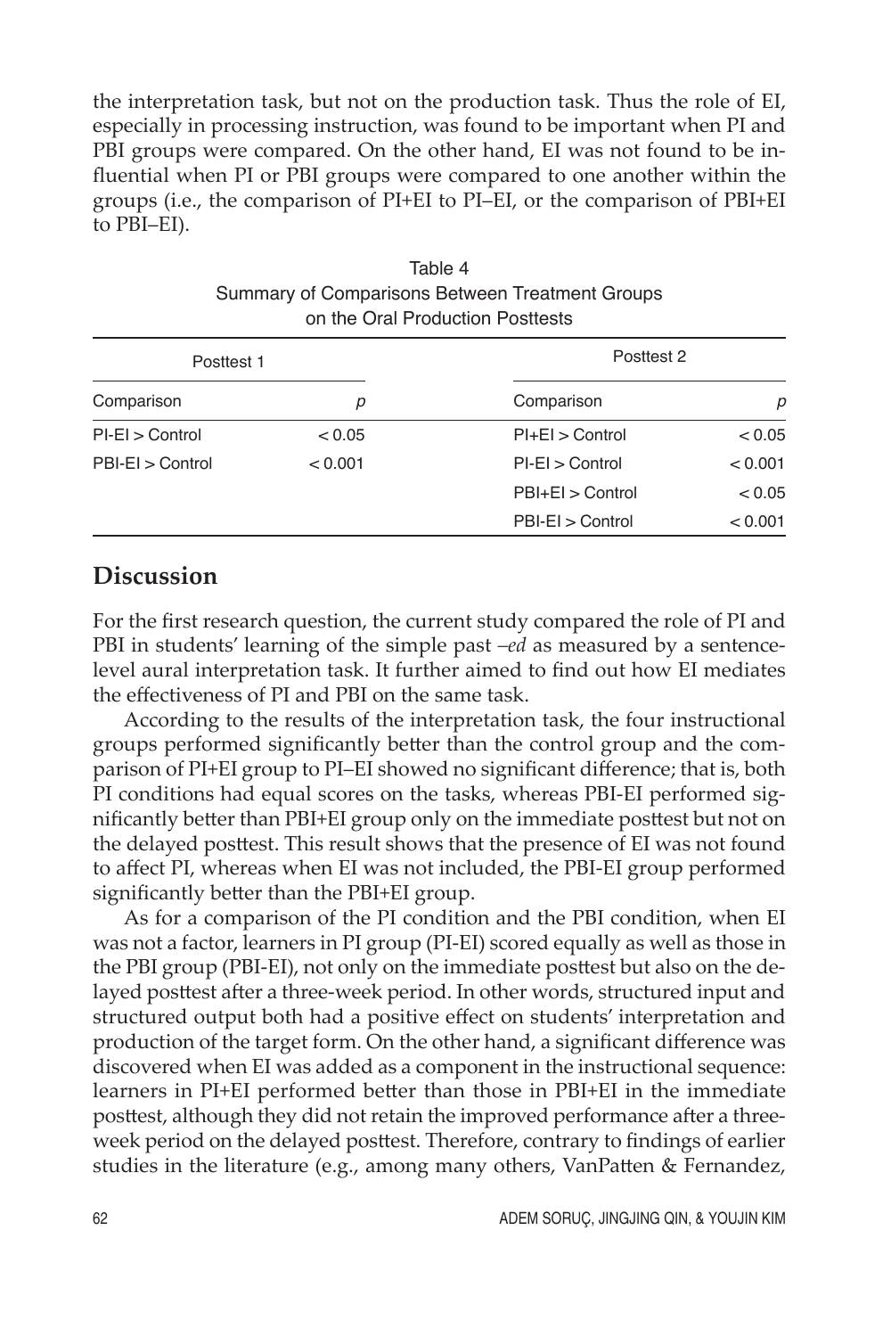the interpretation task, but not on the production task. Thus the role of EI, especially in processing instruction, was found to be important when PI and PBI groups were compared. On the other hand, EI was not found to be influential when PI or PBI groups were compared to one another within the groups (i.e., the comparison of PI+EI to PI–EI, or the comparison of PBI+EI to PBI–EI).

Table 4
Summary of Comparisons Between Treatment Groups on the Oral Production Posttests

| Posttest 1 | | Posttest 2 | |
|---|---|---|---|
| Comparison | *p* | Comparison | *p* |
| PI-EI > Control | < 0.05 | PI+EI > Control | < 0.05 |
| PBI-EI > Control | < 0.001 | PI-EI > Control | < 0.001 |
| | | PBI+EI > Control | < 0.05 |
| | | PBI-EI > Control | < 0.001 |

## Discussion

For the first research question, the current study compared the role of PI and PBI in students' learning of the simple past *–ed* as measured by a sentence-level aural interpretation task. It further aimed to find out how EI mediates the effectiveness of PI and PBI on the same task.

According to the results of the interpretation task, the four instructional groups performed significantly better than the control group and the comparison of PI+EI group to PI–EI showed no significant difference; that is, both PI conditions had equal scores on the tasks, whereas PBI-EI performed significantly better than PBI+EI group only on the immediate posttest but not on the delayed posttest. This result shows that the presence of EI was not found to affect PI, whereas when EI was not included, the PBI-EI group performed significantly better than the PBI+EI group.

As for a comparison of the PI condition and the PBI condition, when EI was not a factor, learners in PI group (PI-EI) scored equally as well as those in the PBI group (PBI-EI), not only on the immediate posttest but also on the delayed posttest after a three-week period. In other words, structured input and structured output both had a positive effect on students' interpretation and production of the target form. On the other hand, a significant difference was discovered when EI was added as a component in the instructional sequence: learners in PI+EI performed better than those in PBI+EI in the immediate posttest, although they did not retain the improved performance after a three-week period on the delayed posttest. Therefore, contrary to findings of earlier studies in the literature (e.g., among many others, VanPatten & Fernandez,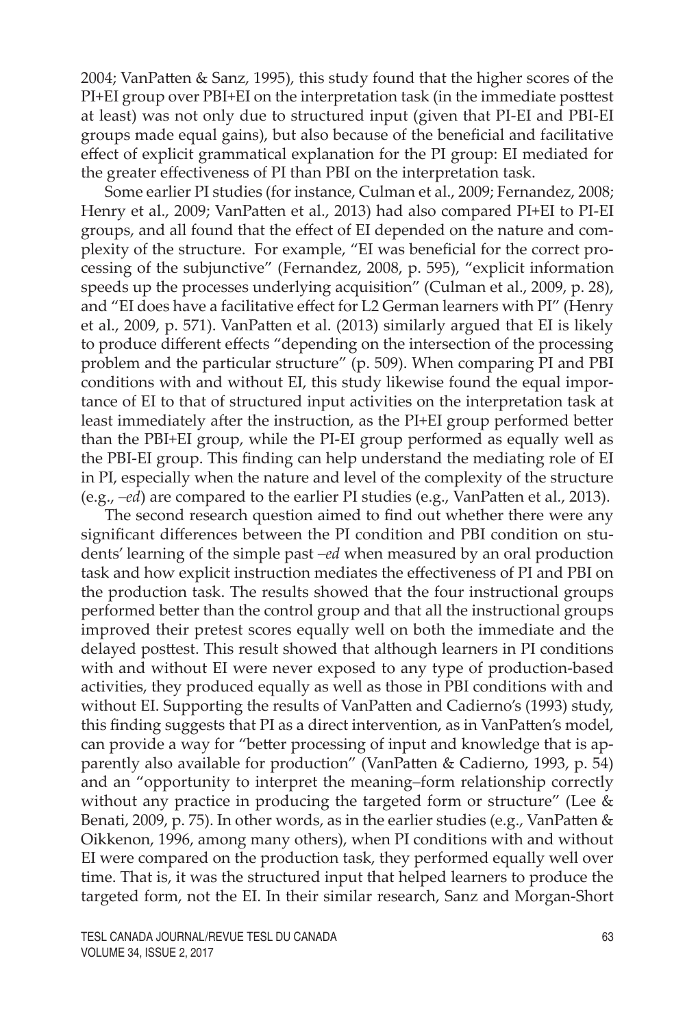2004; VanPatten & Sanz, 1995), this study found that the higher scores of the PI+EI group over PBI+EI on the interpretation task (in the immediate posttest at least) was not only due to structured input (given that PI-EI and PBI-EI groups made equal gains), but also because of the beneficial and facilitative effect of explicit grammatical explanation for the PI group: EI mediated for the greater effectiveness of PI than PBI on the interpretation task.

Some earlier PI studies (for instance, Culman et al., 2009; Fernandez, 2008; Henry et al., 2009; VanPatten et al., 2013) had also compared PI+EI to PI-EI groups, and all found that the effect of EI depended on the nature and complexity of the structure. For example, "EI was beneficial for the correct processing of the subjunctive" (Fernandez, 2008, p. 595), "explicit information speeds up the processes underlying acquisition" (Culman et al., 2009, p. 28), and "EI does have a facilitative effect for L2 German learners with PI" (Henry et al., 2009, p. 571). VanPatten et al. (2013) similarly argued that EI is likely to produce different effects "depending on the intersection of the processing problem and the particular structure" (p. 509). When comparing PI and PBI conditions with and without EI, this study likewise found the equal importance of EI to that of structured input activities on the interpretation task at least immediately after the instruction, as the PI+EI group performed better than the PBI+EI group, while the PI-EI group performed as equally well as the PBI-EI group. This finding can help understand the mediating role of EI in PI, especially when the nature and level of the complexity of the structure (e.g., *–ed*) are compared to the earlier PI studies (e.g., VanPatten et al., 2013).

The second research question aimed to find out whether there were any significant differences between the PI condition and PBI condition on students' learning of the simple past *–ed* when measured by an oral production task and how explicit instruction mediates the effectiveness of PI and PBI on the production task. The results showed that the four instructional groups performed better than the control group and that all the instructional groups improved their pretest scores equally well on both the immediate and the delayed posttest. This result showed that although learners in PI conditions with and without EI were never exposed to any type of production-based activities, they produced equally as well as those in PBI conditions with and without EI. Supporting the results of VanPatten and Cadierno's (1993) study, this finding suggests that PI as a direct intervention, as in VanPatten's model, can provide a way for "better processing of input and knowledge that is apparently also available for production" (VanPatten & Cadierno, 1993, p. 54) and an "opportunity to interpret the meaning–form relationship correctly without any practice in producing the targeted form or structure" (Lee & Benati, 2009, p. 75). In other words, as in the earlier studies (e.g., VanPatten & Oikkenon, 1996, among many others), when PI conditions with and without EI were compared on the production task, they performed equally well over time. That is, it was the structured input that helped learners to produce the targeted form, not the EI. In their similar research, Sanz and Morgan-Short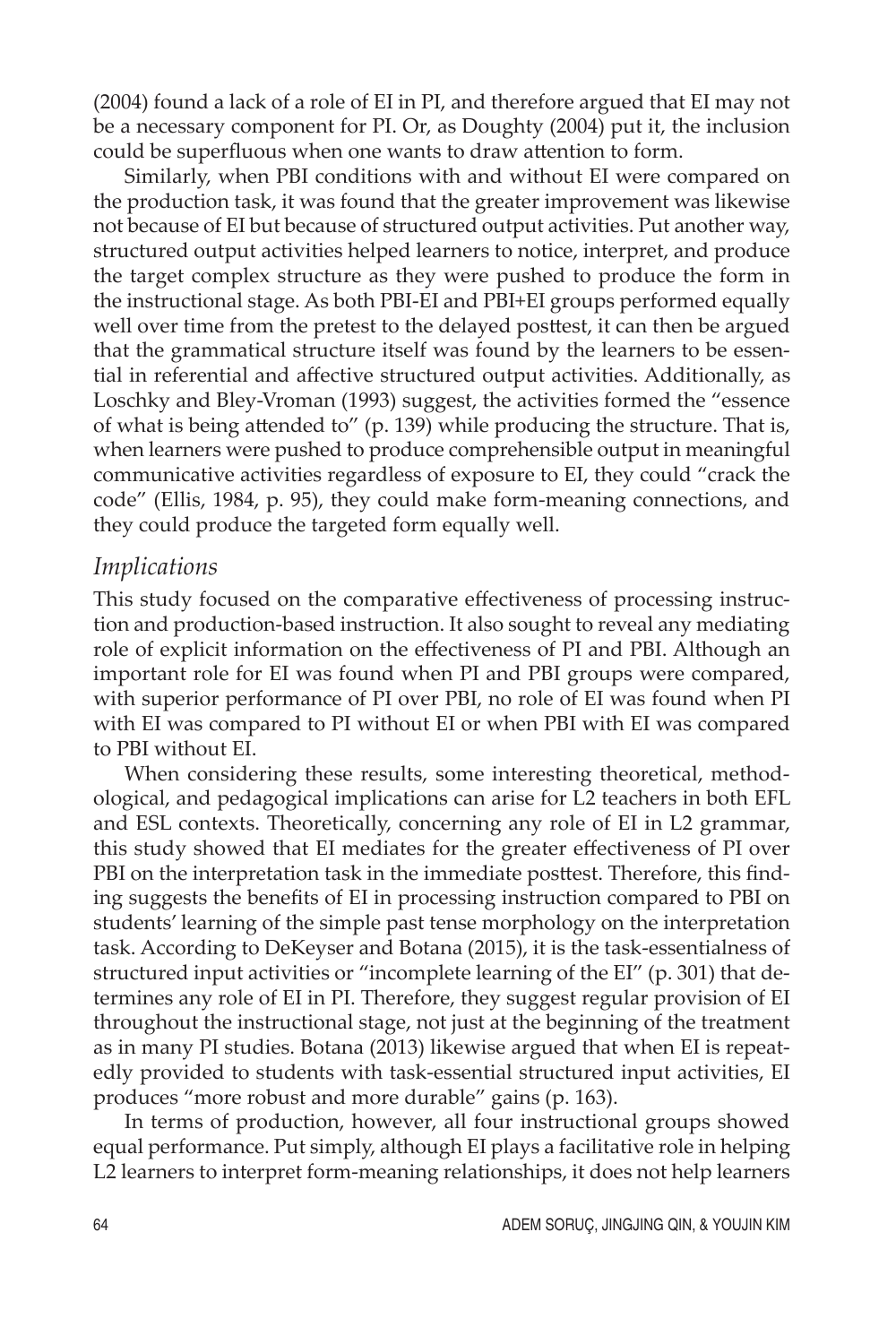(2004) found a lack of a role of EI in PI, and therefore argued that EI may not be a necessary component for PI. Or, as Doughty (2004) put it, the inclusion could be superfluous when one wants to draw attention to form.

Similarly, when PBI conditions with and without EI were compared on the production task, it was found that the greater improvement was likewise not because of EI but because of structured output activities. Put another way, structured output activities helped learners to notice, interpret, and produce the target complex structure as they were pushed to produce the form in the instructional stage. As both PBI-EI and PBI+EI groups performed equally well over time from the pretest to the delayed posttest, it can then be argued that the grammatical structure itself was found by the learners to be essential in referential and affective structured output activities. Additionally, as Loschky and Bley-Vroman (1993) suggest, the activities formed the "essence of what is being attended to" (p. 139) while producing the structure. That is, when learners were pushed to produce comprehensible output in meaningful communicative activities regardless of exposure to EI, they could "crack the code" (Ellis, 1984, p. 95), they could make form-meaning connections, and they could produce the targeted form equally well.

### *Implications*

This study focused on the comparative effectiveness of processing instruction and production-based instruction. It also sought to reveal any mediating role of explicit information on the effectiveness of PI and PBI. Although an important role for EI was found when PI and PBI groups were compared, with superior performance of PI over PBI, no role of EI was found when PI with EI was compared to PI without EI or when PBI with EI was compared to PBI without EI.

When considering these results, some interesting theoretical, methodological, and pedagogical implications can arise for L2 teachers in both EFL and ESL contexts. Theoretically, concerning any role of EI in L2 grammar, this study showed that EI mediates for the greater effectiveness of PI over PBI on the interpretation task in the immediate posttest. Therefore, this finding suggests the benefits of EI in processing instruction compared to PBI on students' learning of the simple past tense morphology on the interpretation task. According to DeKeyser and Botana (2015), it is the task-essentialness of structured input activities or "incomplete learning of the EI" (p. 301) that determines any role of EI in PI. Therefore, they suggest regular provision of EI throughout the instructional stage, not just at the beginning of the treatment as in many PI studies. Botana (2013) likewise argued that when EI is repeatedly provided to students with task-essential structured input activities, EI produces "more robust and more durable" gains (p. 163).

In terms of production, however, all four instructional groups showed equal performance. Put simply, although EI plays a facilitative role in helping L2 learners to interpret form-meaning relationships, it does not help learners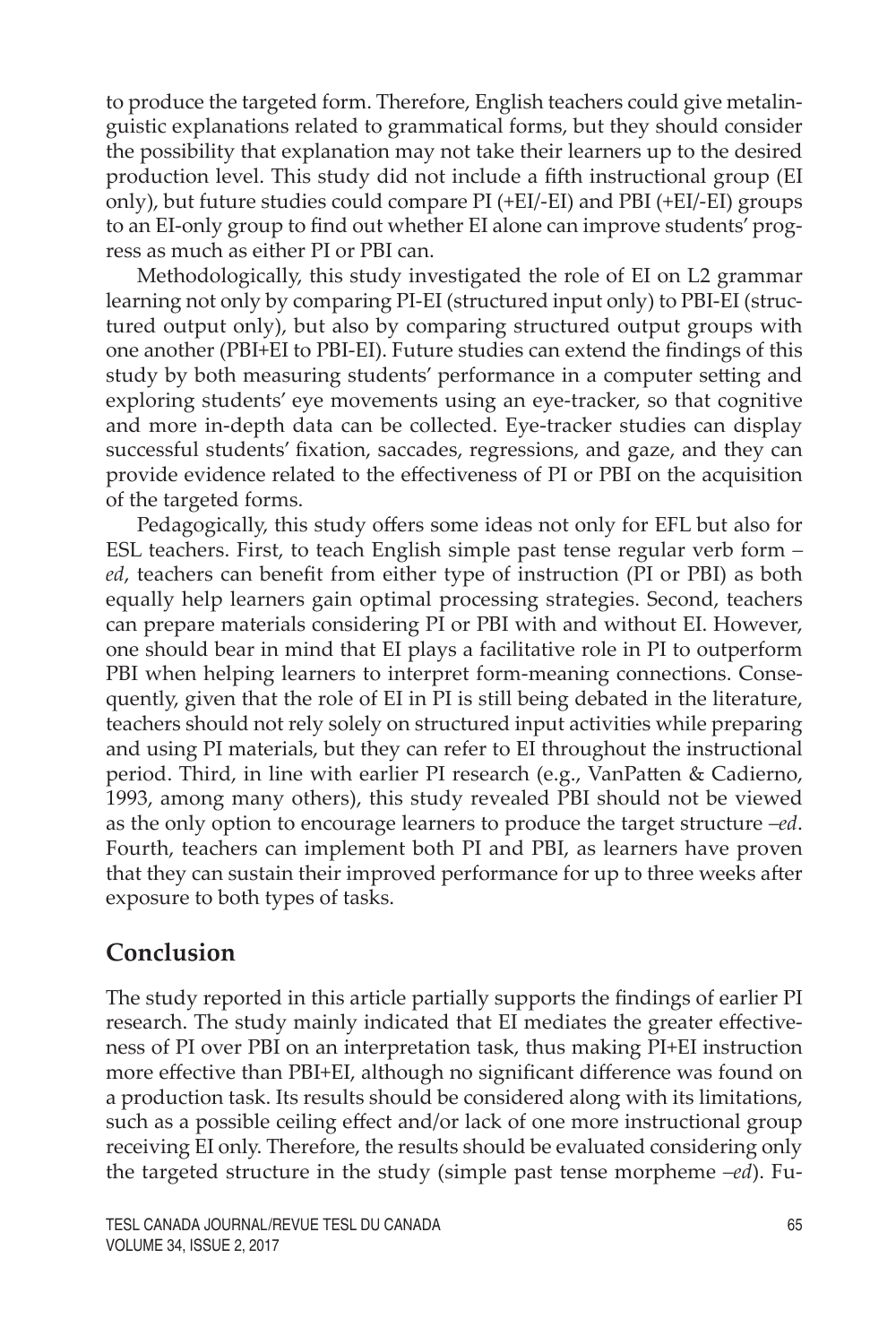to produce the targeted form. Therefore, English teachers could give metalinguistic explanations related to grammatical forms, but they should consider the possibility that explanation may not take their learners up to the desired production level. This study did not include a fifth instructional group (EI only), but future studies could compare PI (+EI/-EI) and PBI (+EI/-EI) groups to an EI-only group to find out whether EI alone can improve students' progress as much as either PI or PBI can.

Methodologically, this study investigated the role of EI on L2 grammar learning not only by comparing PI-EI (structured input only) to PBI-EI (structured output only), but also by comparing structured output groups with one another (PBI+EI to PBI-EI). Future studies can extend the findings of this study by both measuring students' performance in a computer setting and exploring students' eye movements using an eye-tracker, so that cognitive and more in-depth data can be collected. Eye-tracker studies can display successful students' fixation, saccades, regressions, and gaze, and they can provide evidence related to the effectiveness of PI or PBI on the acquisition of the targeted forms.

Pedagogically, this study offers some ideas not only for EFL but also for ESL teachers. First, to teach English simple past tense regular verb form –*ed*, teachers can benefit from either type of instruction (PI or PBI) as both equally help learners gain optimal processing strategies. Second, teachers can prepare materials considering PI or PBI with and without EI. However, one should bear in mind that EI plays a facilitative role in PI to outperform PBI when helping learners to interpret form-meaning connections. Consequently, given that the role of EI in PI is still being debated in the literature, teachers should not rely solely on structured input activities while preparing and using PI materials, but they can refer to EI throughout the instructional period. Third, in line with earlier PI research (e.g., VanPatten & Cadierno, 1993, among many others), this study revealed PBI should not be viewed as the only option to encourage learners to produce the target structure *–ed*. Fourth, teachers can implement both PI and PBI, as learners have proven that they can sustain their improved performance for up to three weeks after exposure to both types of tasks.

## Conclusion

The study reported in this article partially supports the findings of earlier PI research. The study mainly indicated that EI mediates the greater effectiveness of PI over PBI on an interpretation task, thus making PI+EI instruction more effective than PBI+EI, although no significant difference was found on a production task. Its results should be considered along with its limitations, such as a possible ceiling effect and/or lack of one more instructional group receiving EI only. Therefore, the results should be evaluated considering only the targeted structure in the study (simple past tense morpheme *–ed*). Fu-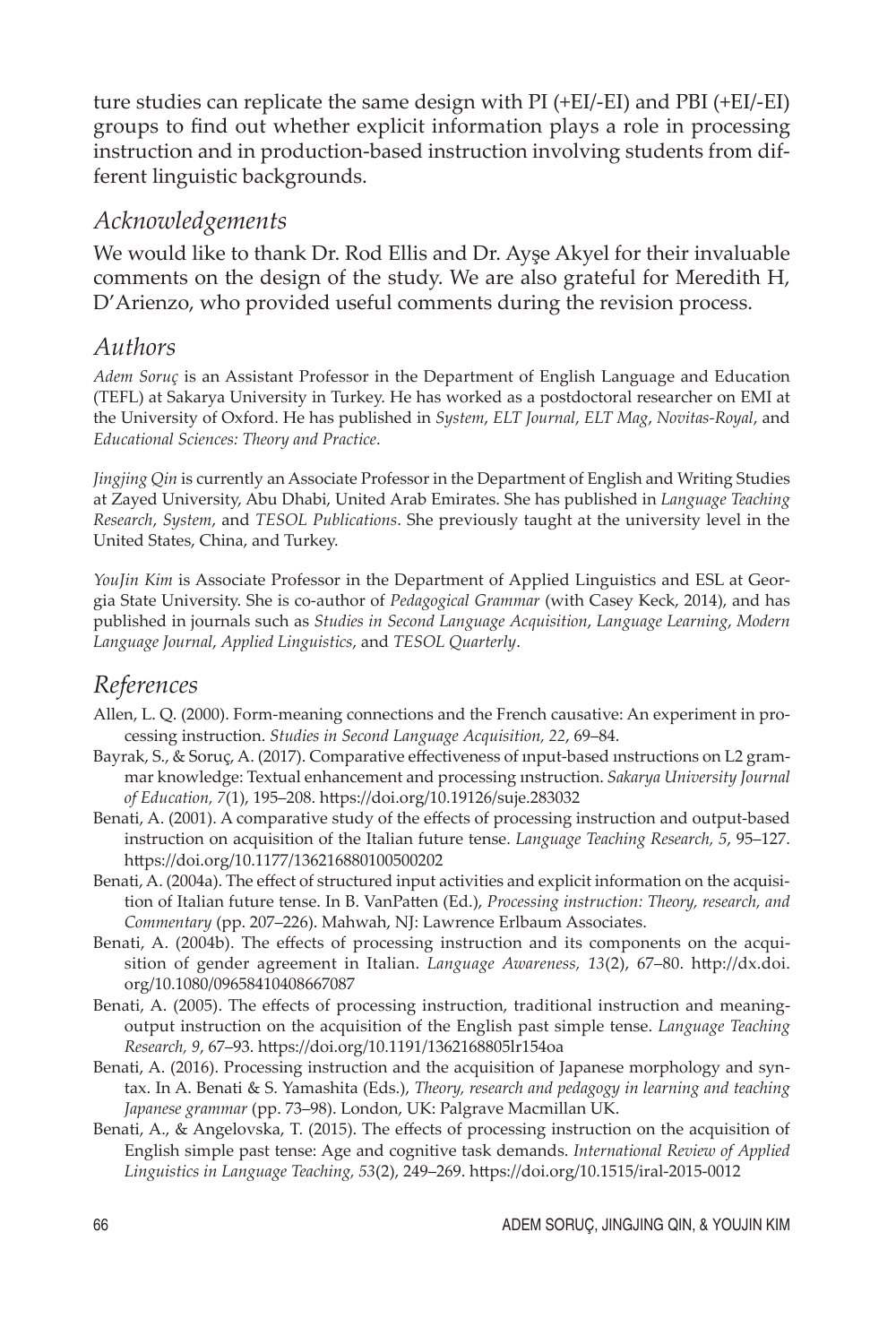ture studies can replicate the same design with PI (+EI/-EI) and PBI (+EI/-EI) groups to find out whether explicit information plays a role in processing instruction and in production-based instruction involving students from different linguistic backgrounds.

## *Acknowledgements*

We would like to thank Dr. Rod Ellis and Dr. Ayşe Akyel for their invaluable comments on the design of the study. We are also grateful for Meredith H, D'Arienzo, who provided useful comments during the revision process.

## *Authors*

*Adem Soruç* is an Assistant Professor in the Department of English Language and Education (TEFL) at Sakarya University in Turkey. He has worked as a postdoctoral researcher on EMI at the University of Oxford. He has published in *System*, *ELT Journal*, *ELT Mag*, *Novitas-Royal*, and *Educational Sciences: Theory and Practice*.

*Jingjing Qin* is currently an Associate Professor in the Department of English and Writing Studies at Zayed University, Abu Dhabi, United Arab Emirates. She has published in *Language Teaching Research*, *System*, and *TESOL Publications*. She previously taught at the university level in the United States, China, and Turkey.

*YouJin Kim* is Associate Professor in the Department of Applied Linguistics and ESL at Georgia State University. She is co-author of *Pedagogical Grammar* (with Casey Keck, 2014), and has published in journals such as *Studies in Second Language Acquisition*, *Language Learning*, *Modern Language Journal*, *Applied Linguistics*, and *TESOL Quarterly*.

## *References*

Allen, L. Q. (2000). Form-meaning connections and the French causative: An experiment in processing instruction. *Studies in Second Language Acquisition, 22*, 69–84.

Bayrak, S., & Soruç, A. (2017). Comparative effectiveness of ınput-based ınstructions on L2 grammar knowledge: Textual enhancement and processing ınstruction. *Sakarya University Journal of Education, 7*(1), 195–208. https://doi.org/10.19126/suje.283032

Benati, A. (2001). A comparative study of the effects of processing instruction and output-based instruction on acquisition of the Italian future tense. *Language Teaching Research, 5*, 95–127. https://doi.org/10.1177/136216880100500202

Benati, A. (2004a). The effect of structured input activities and explicit information on the acquisition of Italian future tense. In B. VanPatten (Ed.), *Processing instruction: Theory, research, and Commentary* (pp. 207–226). Mahwah, NJ: Lawrence Erlbaum Associates.

Benati, A. (2004b). The effects of processing instruction and its components on the acquisition of gender agreement in Italian. *Language Awareness, 13*(2), 67–80. http://dx.doi.org/10.1080/09658410408667087

Benati, A. (2005). The effects of processing instruction, traditional instruction and meaning-output instruction on the acquisition of the English past simple tense. *Language Teaching Research, 9*, 67–93. https://doi.org/10.1191/1362168805lr154oa

Benati, A. (2016). Processing instruction and the acquisition of Japanese morphology and syntax. In A. Benati & S. Yamashita (Eds.), *Theory, research and pedagogy in learning and teaching Japanese grammar* (pp. 73–98). London, UK: Palgrave Macmillan UK.

Benati, A., & Angelovska, T. (2015). The effects of processing instruction on the acquisition of English simple past tense: Age and cognitive task demands. *International Review of Applied Linguistics in Language Teaching, 53*(2), 249–269. https://doi.org/10.1515/iral-2015-0012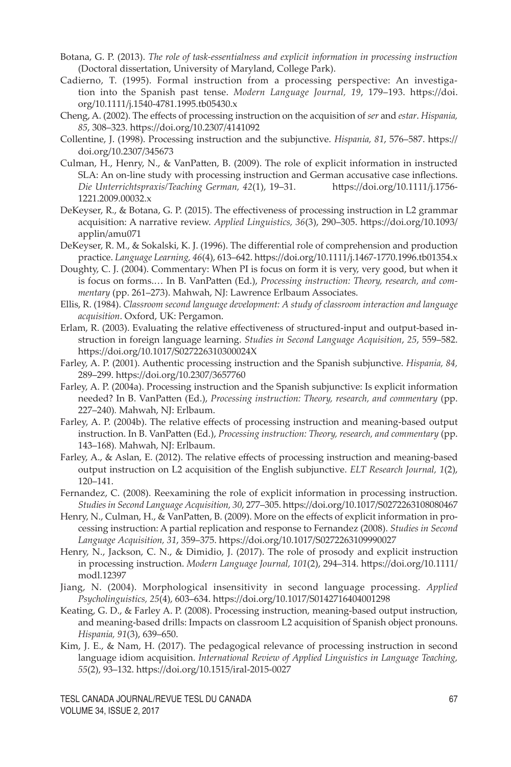Botana, G. P. (2013). *The role of task-essentialness and explicit information in processing instruction* (Doctoral dissertation, University of Maryland, College Park).

Cadierno, T. (1995). Formal instruction from a processing perspective: An investigation into the Spanish past tense. *Modern Language Journal, 19*, 179–193. https://doi.org/10.1111/j.1540-4781.1995.tb05430.x

Cheng, A. (2002). The effects of processing instruction on the acquisition of *ser* and *estar*. *Hispania, 85*, 308–323. https://doi.org/10.2307/4141092

Collentine, J. (1998). Processing instruction and the subjunctive. *Hispania, 81*, 576–587. https://doi.org/10.2307/345673

Culman, H., Henry, N., & VanPatten, B. (2009). The role of explicit information in instructed SLA: An on-line study with processing instruction and German accusative case inflections. *Die Unterrichtspraxis/Teaching German, 42*(1), 19–31. https://doi.org/10.1111/j.1756-1221.2009.00032.x

DeKeyser, R., & Botana, G. P. (2015). The effectiveness of processing instruction in L2 grammar acquisition: A narrative review. *Applied Linguistics, 36*(3), 290–305. https://doi.org/10.1093/applin/amu071

DeKeyser, R. M., & Sokalski, K. J. (1996). The differential role of comprehension and production practice. *Language Learning, 46*(4), 613–642. https://doi.org/10.1111/j.1467-1770.1996.tb01354.x

Doughty, C. J. (2004). Commentary: When PI is focus on form it is very, very good, but when it is focus on forms.… In B. VanPatten (Ed.), *Processing instruction: Theory, research, and commentary* (pp. 261–273). Mahwah, NJ: Lawrence Erlbaum Associates.

Ellis, R. (1984). *Classroom second language development: A study of classroom interaction and language acquisition*. Oxford, UK: Pergamon.

Erlam, R. (2003). Evaluating the relative effectiveness of structured-input and output-based instruction in foreign language learning. *Studies in Second Language Acquisition*, *25*, 559–582. https://doi.org/10.1017/S027226310300024X

Farley, A. P. (2001). Authentic processing instruction and the Spanish subjunctive. *Hispania, 84,* 289–299. https://doi.org/10.2307/3657760

Farley, A. P. (2004a). Processing instruction and the Spanish subjunctive: Is explicit information needed? In B. VanPatten (Ed.), *Processing instruction: Theory, research, and commentary* (pp. 227–240). Mahwah, NJ: Erlbaum.

Farley, A. P. (2004b). The relative effects of processing instruction and meaning-based output instruction. In B. VanPatten (Ed.), *Processing instruction: Theory, research, and commentary* (pp. 143–168). Mahwah, NJ: Erlbaum.

Farley, A., & Aslan, E. (2012). The relative effects of processing instruction and meaning-based output instruction on L2 acquisition of the English subjunctive. *ELT Research Journal, 1*(2), 120–141.

Fernandez, C. (2008). Reexamining the role of explicit information in processing instruction. *Studies in Second Language Acquisition, 30*, 277–305. https://doi.org/10.1017/S0272263108080467

Henry, N., Culman, H., & VanPatten, B. (2009). More on the effects of explicit information in processing instruction: A partial replication and response to Fernandez (2008). *Studies in Second Language Acquisition, 31*, 359–375. https://doi.org/10.1017/S0272263109990027

Henry, N., Jackson, C. N., & Dimidio, J. (2017). The role of prosody and explicit instruction in processing instruction. *Modern Language Journal, 101*(2), 294–314. https://doi.org/10.1111/modl.12397

Jiang, N. (2004). Morphological insensitivity in second language processing. *Applied Psycholinguistics, 25*(4), 603–634. https://doi.org/10.1017/S0142716404001298

Keating, G. D., & Farley A. P. (2008). Processing instruction, meaning-based output instruction, and meaning-based drills: Impacts on classroom L2 acquisition of Spanish object pronouns. *Hispania, 91*(3), 639–650.

Kim, J. E., & Nam, H. (2017). The pedagogical relevance of processing instruction in second language idiom acquisition. *International Review of Applied Linguistics in Language Teaching, 55*(2), 93–132. https://doi.org/10.1515/iral-2015-0027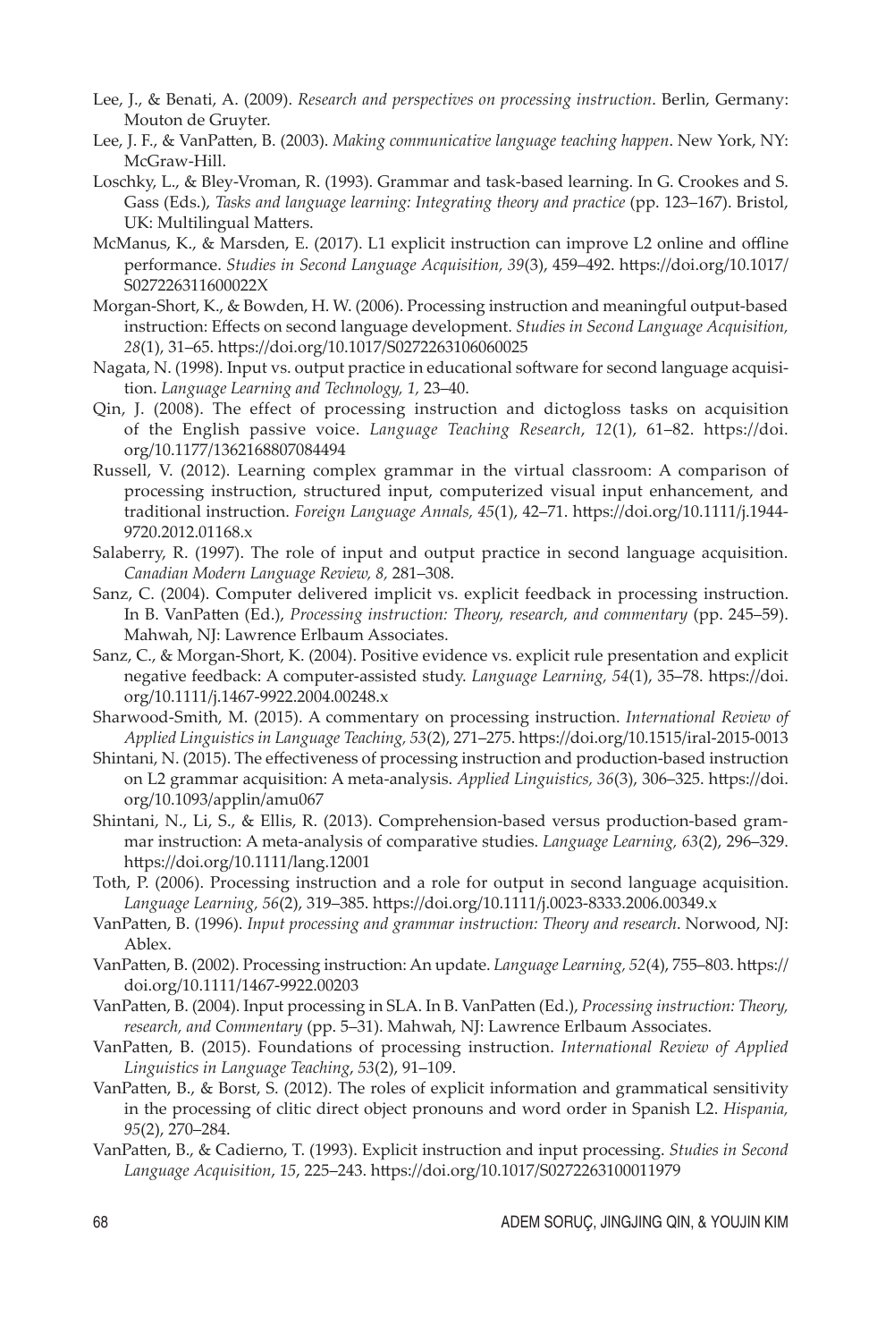Lee, J., & Benati, A. (2009). *Research and perspectives on processing instruction*. Berlin, Germany: Mouton de Gruyter.

Lee, J. F., & VanPatten, B. (2003). *Making communicative language teaching happen*. New York, NY: McGraw-Hill.

Loschky, L., & Bley-Vroman, R. (1993). Grammar and task-based learning. In G. Crookes and S. Gass (Eds.), *Tasks and language learning: Integrating theory and practice* (pp. 123–167). Bristol, UK: Multilingual Matters.

McManus, K., & Marsden, E. (2017). L1 explicit instruction can improve L2 online and offline performance. *Studies in Second Language Acquisition, 39*(3), 459–492. https://doi.org/10.1017/S027226311600022X

Morgan-Short, K., & Bowden, H. W. (2006). Processing instruction and meaningful output-based instruction: Effects on second language development. *Studies in Second Language Acquisition, 28*(1), 31–65. https://doi.org/10.1017/S0272263106060025

Nagata, N. (1998). Input vs. output practice in educational software for second language acquisition. *Language Learning and Technology, 1,* 23–40.

Qin, J. (2008). The effect of processing instruction and dictogloss tasks on acquisition of the English passive voice. *Language Teaching Research*, *12*(1), 61–82. https://doi.org/10.1177/1362168807084494

Russell, V. (2012). Learning complex grammar in the virtual classroom: A comparison of processing instruction, structured input, computerized visual input enhancement, and traditional instruction. *Foreign Language Annals, 45*(1), 42–71. https://doi.org/10.1111/j.1944-9720.2012.01168.x

Salaberry, R. (1997). The role of input and output practice in second language acquisition. *Canadian Modern Language Review, 8,* 281–308.

Sanz, C. (2004). Computer delivered implicit vs. explicit feedback in processing instruction. In B. VanPatten (Ed.), *Processing instruction: Theory, research, and commentary* (pp. 245–59). Mahwah, NJ: Lawrence Erlbaum Associates.

Sanz, C., & Morgan-Short, K. (2004). Positive evidence vs. explicit rule presentation and explicit negative feedback: A computer-assisted study. *Language Learning, 54*(1), 35–78. https://doi.org/10.1111/j.1467-9922.2004.00248.x

Sharwood-Smith, M. (2015). A commentary on processing instruction. *International Review of Applied Linguistics in Language Teaching, 53*(2), 271–275. https://doi.org/10.1515/iral-2015-0013

Shintani, N. (2015). The effectiveness of processing instruction and production-based instruction on L2 grammar acquisition: A meta-analysis. *Applied Linguistics, 36*(3), 306–325. https://doi.org/10.1093/applin/amu067

Shintani, N., Li, S., & Ellis, R. (2013). Comprehension-based versus production-based grammar instruction: A meta-analysis of comparative studies. *Language Learning, 63*(2), 296–329. https://doi.org/10.1111/lang.12001

Toth, P. (2006). Processing instruction and a role for output in second language acquisition. *Language Learning, 56*(2), 319–385. https://doi.org/10.1111/j.0023-8333.2006.00349.x

VanPatten, B. (1996). *Input processing and grammar instruction: Theory and research*. Norwood, NJ: Ablex.

VanPatten, B. (2002). Processing instruction: An update. *Language Learning, 52*(4), 755–803. https://doi.org/10.1111/1467-9922.00203

VanPatten, B. (2004). Input processing in SLA. In B. VanPatten (Ed.), *Processing instruction: Theory, research, and Commentary* (pp. 5–31). Mahwah, NJ: Lawrence Erlbaum Associates.

VanPatten, B. (2015). Foundations of processing instruction. *International Review of Applied Linguistics in Language Teaching*, *53*(2), 91–109.

VanPatten, B., & Borst, S. (2012). The roles of explicit information and grammatical sensitivity in the processing of clitic direct object pronouns and word order in Spanish L2. *Hispania, 95*(2), 270–284.

VanPatten, B., & Cadierno, T. (1993). Explicit instruction and input processing. *Studies in Second Language Acquisition*, *15*, 225–243. https://doi.org/10.1017/S0272263100011979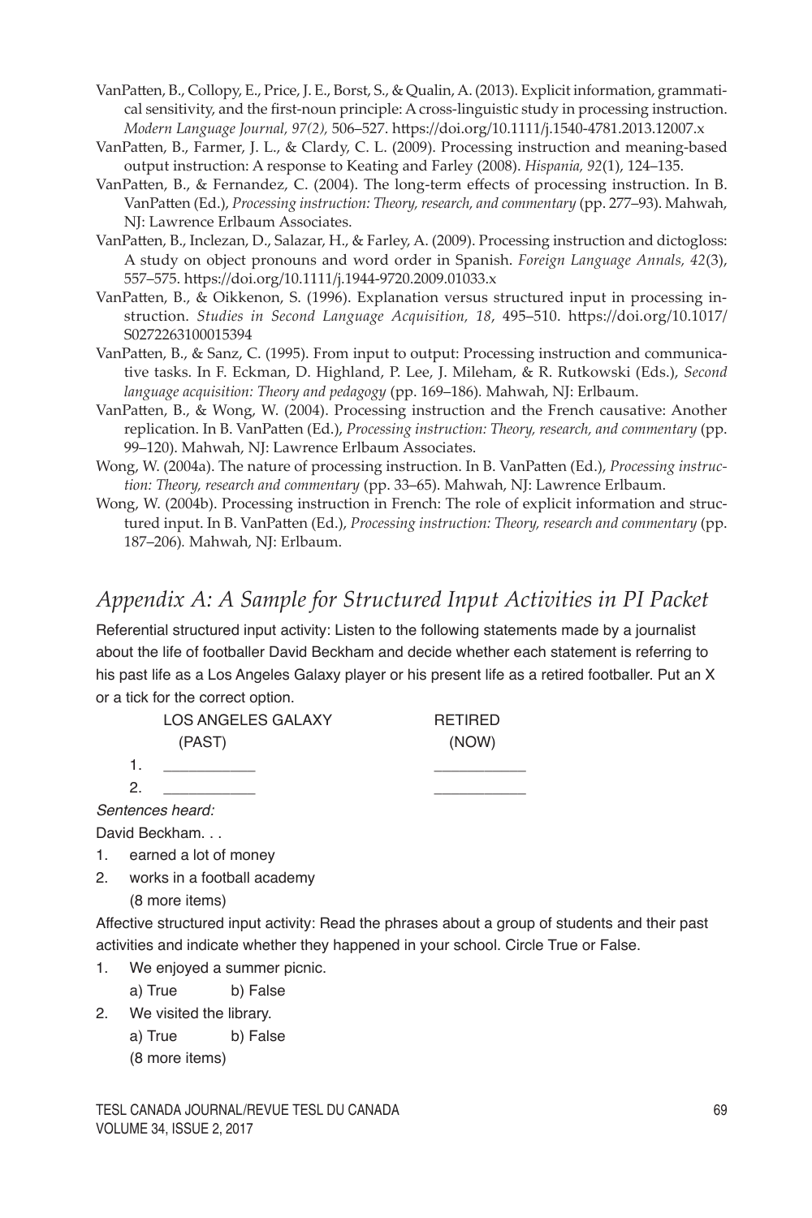VanPatten, B., Collopy, E., Price, J. E., Borst, S., & Qualin, A. (2013). Explicit information, grammatical sensitivity, and the first-noun principle: A cross-linguistic study in processing instruction. *Modern Language Journal, 97(2),* 506–527. https://doi.org/10.1111/j.1540-4781.2013.12007.x

VanPatten, B., Farmer, J. L., & Clardy, C. L. (2009). Processing instruction and meaning-based output instruction: A response to Keating and Farley (2008). *Hispania, 92*(1), 124–135.

VanPatten, B., & Fernandez, C. (2004). The long-term effects of processing instruction. In B. VanPatten (Ed.), *Processing instruction: Theory, research, and commentary* (pp. 277–93). Mahwah, NJ: Lawrence Erlbaum Associates.

VanPatten, B., Inclezan, D., Salazar, H., & Farley, A. (2009). Processing instruction and dictogloss: A study on object pronouns and word order in Spanish. *Foreign Language Annals, 42*(3), 557–575. https://doi.org/10.1111/j.1944-9720.2009.01033.x

VanPatten, B., & Oikkenon, S. (1996). Explanation versus structured input in processing instruction. *Studies in Second Language Acquisition, 18*, 495–510. https://doi.org/10.1017/S0272263100015394

VanPatten, B., & Sanz, C. (1995). From input to output: Processing instruction and communicative tasks. In F. Eckman, D. Highland, P. Lee, J. Mileham, & R. Rutkowski (Eds.), *Second language acquisition: Theory and pedagogy* (pp. 169–186). Mahwah, NJ: Erlbaum.

VanPatten, B., & Wong, W. (2004). Processing instruction and the French causative: Another replication. In B. VanPatten (Ed.), *Processing instruction: Theory, research, and commentary* (pp. 99–120). Mahwah, NJ: Lawrence Erlbaum Associates.

Wong, W. (2004a). The nature of processing instruction. In B. VanPatten (Ed.), *Processing instruction: Theory, research and commentary* (pp. 33–65). Mahwah, NJ: Lawrence Erlbaum.

Wong, W. (2004b). Processing instruction in French: The role of explicit information and structured input. In B. VanPatten (Ed.), *Processing instruction: Theory, research and commentary* (pp. 187–206). Mahwah, NJ: Erlbaum.

## *Appendix A: A Sample for Structured Input Activities in PI Packet*

Referential structured input activity: Listen to the following statements made by a journalist about the life of footballer David Beckham and decide whether each statement is referring to his past life as a Los Angeles Galaxy player or his present life as a retired footballer. Put an X or a tick for the correct option.

| | LOS ANGELES GALAXY (PAST) | RETIRED (NOW) |
|---|---|---|
| 1. | ___________ | ___________ |
| 2. | ___________ | ___________ |

*Sentences heard:*

David Beckham. . .

1. earned a lot of money
2. works in a football academy

   (8 more items)

Affective structured input activity: Read the phrases about a group of students and their past activities and indicate whether they happened in your school. Circle True or False.

1. We enjoyed a summer picnic.

   a) True  b) False

2. We visited the library.

   a) True  b) False

   (8 more items)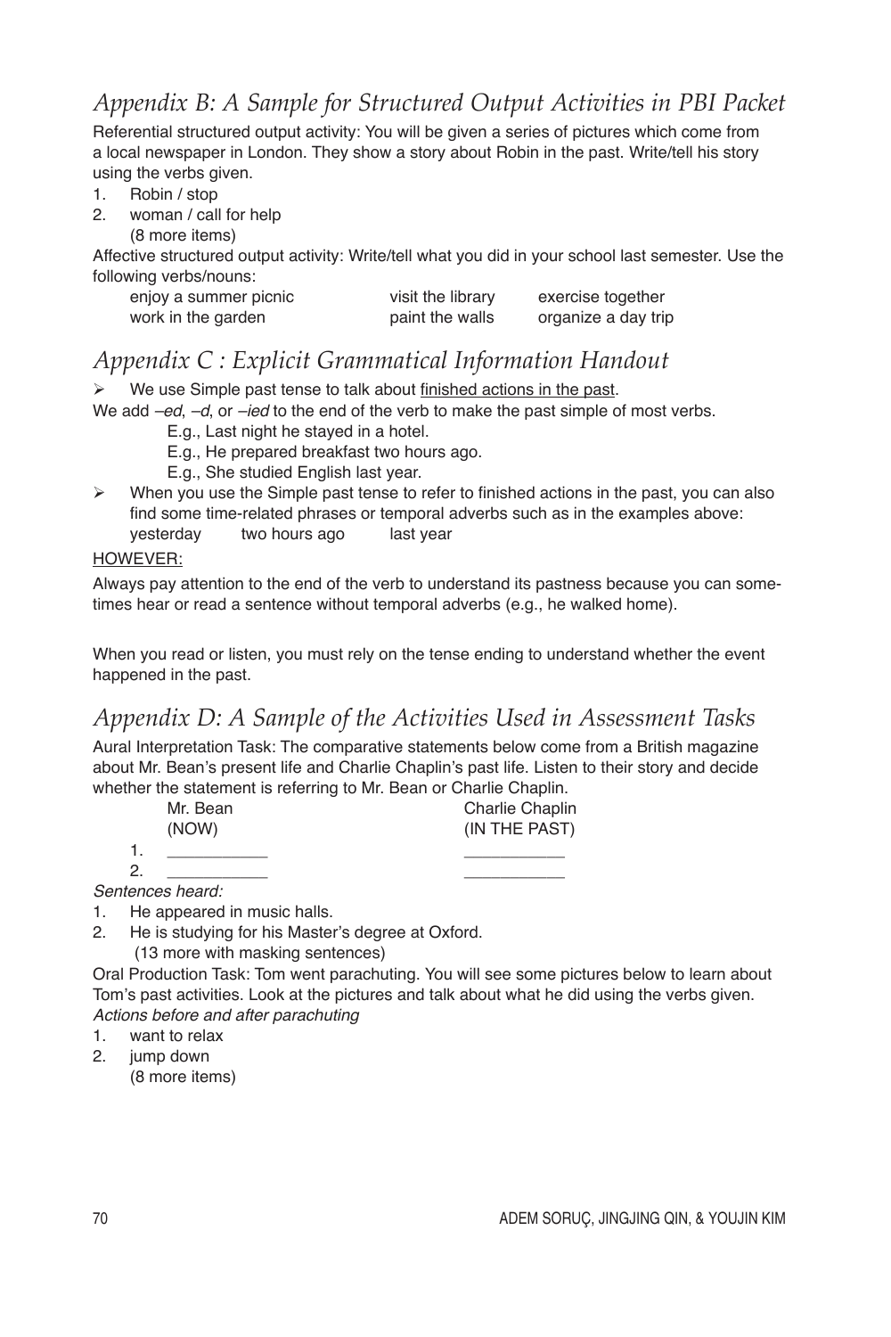## *Appendix B: A Sample for Structured Output Activities in PBI Packet*

Referential structured output activity: You will be given a series of pictures which come from a local newspaper in London. They show a story about Robin in the past. Write/tell his story using the verbs given.

1. Robin / stop
2. woman / call for help

   (8 more items)

Affective structured output activity: Write/tell what you did in your school last semester. Use the following verbs/nouns:

| | | |
|---|---|---|
| enjoy a summer picnic | visit the library | exercise together |
| work in the garden | paint the walls | organize a day trip |

## *Appendix C : Explicit Grammatical Information Handout*

➢ We use Simple past tense to talk about <u>finished actions in the past</u>.

We add *–ed*, *–d*, or *–ied* to the end of the verb to make the past simple of most verbs.

E.g., Last night he stayed in a hotel.

E.g., He prepared breakfast two hours ago.

E.g., She studied English last year.

➢ When you use the Simple past tense to refer to finished actions in the past, you can also find some time-related phrases or temporal adverbs such as in the examples above: yesterday    two hours ago    last year

<u>HOWEVER:</u>

Always pay attention to the end of the verb to understand its pastness because you can sometimes hear or read a sentence without temporal adverbs (e.g., he walked home).

When you read or listen, you must rely on the tense ending to understand whether the event happened in the past.

## *Appendix D: A Sample of the Activities Used in Assessment Tasks*

Aural Interpretation Task: The comparative statements below come from a British magazine about Mr. Bean's present life and Charlie Chaplin's past life. Listen to their story and decide whether the statement is referring to Mr. Bean or Charlie Chaplin.

| | Mr. Bean (NOW) | Charlie Chaplin (IN THE PAST) |
|---|---|---|
| 1. | \_\_\_\_\_\_\_\_\_\_\_ | \_\_\_\_\_\_\_\_\_\_\_ |
| 2. | \_\_\_\_\_\_\_\_\_\_\_ | \_\_\_\_\_\_\_\_\_\_\_ |

*Sentences heard:*

1. He appeared in music halls.
2. He is studying for his Master's degree at Oxford.

   (13 more with masking sentences)

Oral Production Task: Tom went parachuting. You will see some pictures below to learn about Tom's past activities. Look at the pictures and talk about what he did using the verbs given.

*Actions before and after parachuting*

1. want to relax
2. jump down

   (8 more items)